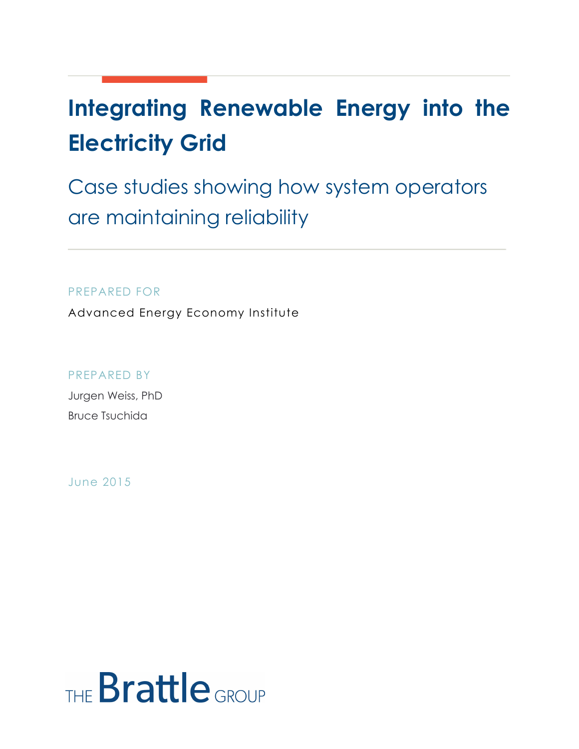# Integrating Renewable Energy into the Electricity Grid

## Case studies showing how system operators are maintaining reliability

PREPARED FOR

Advanced Energy Economy Institute

PREPARED BY

Jurgen Weiss, PhD

Bruce Tsuchida

June 2015

THE Brattle GROUP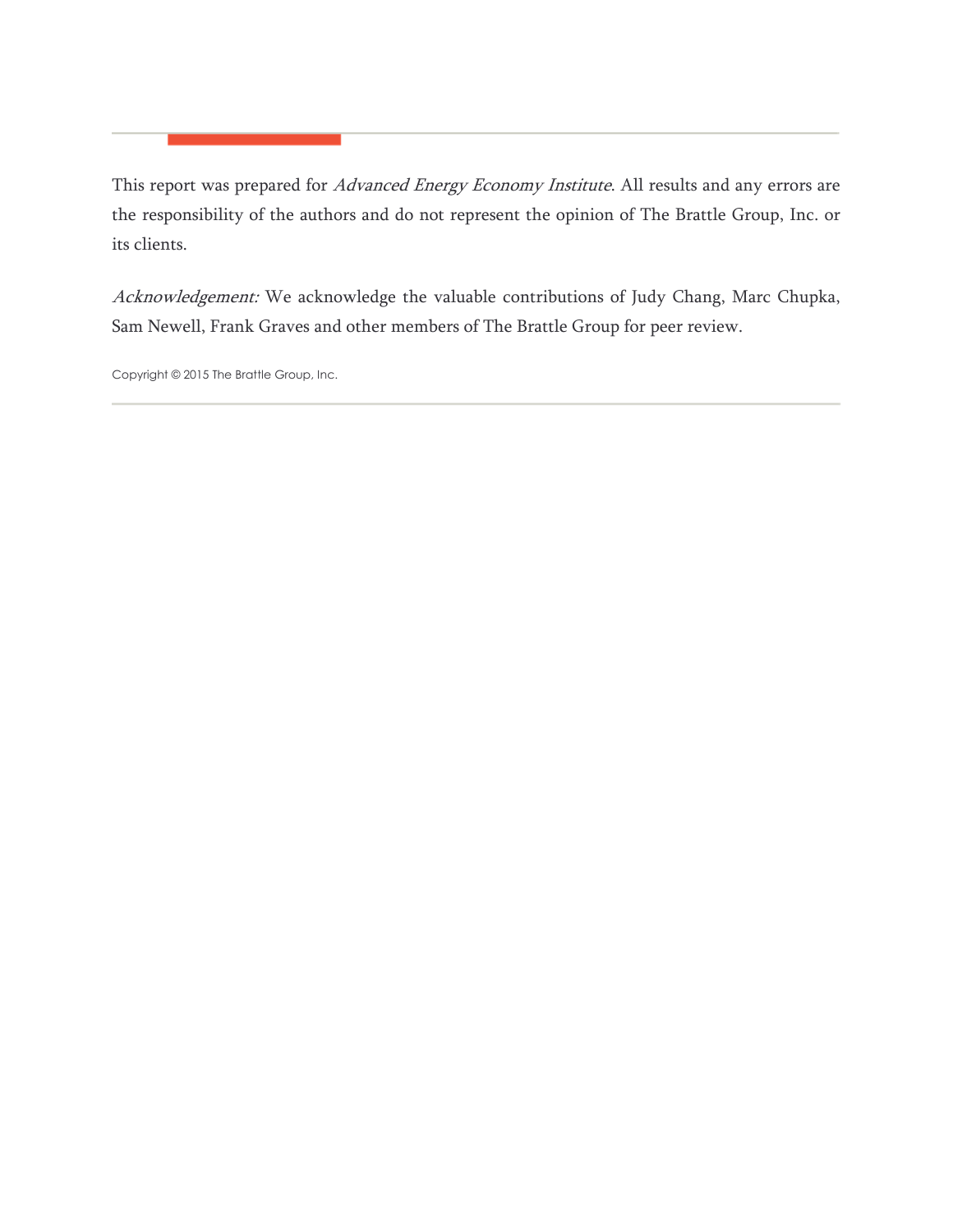This report was prepared for *Advanced Energy Economy Institute*. All results and any errors are the responsibility of the authors and do not represent the opinion of The Brattle Group, Inc. or its clients.

*Acknowledgement:* We acknowledge the valuable contributions of Judy Chang, Marc Chupka, Sam Newell, Frank Graves and other members of The Brattle Group for peer review.

Copyright © 2015 The Brattle Group, Inc.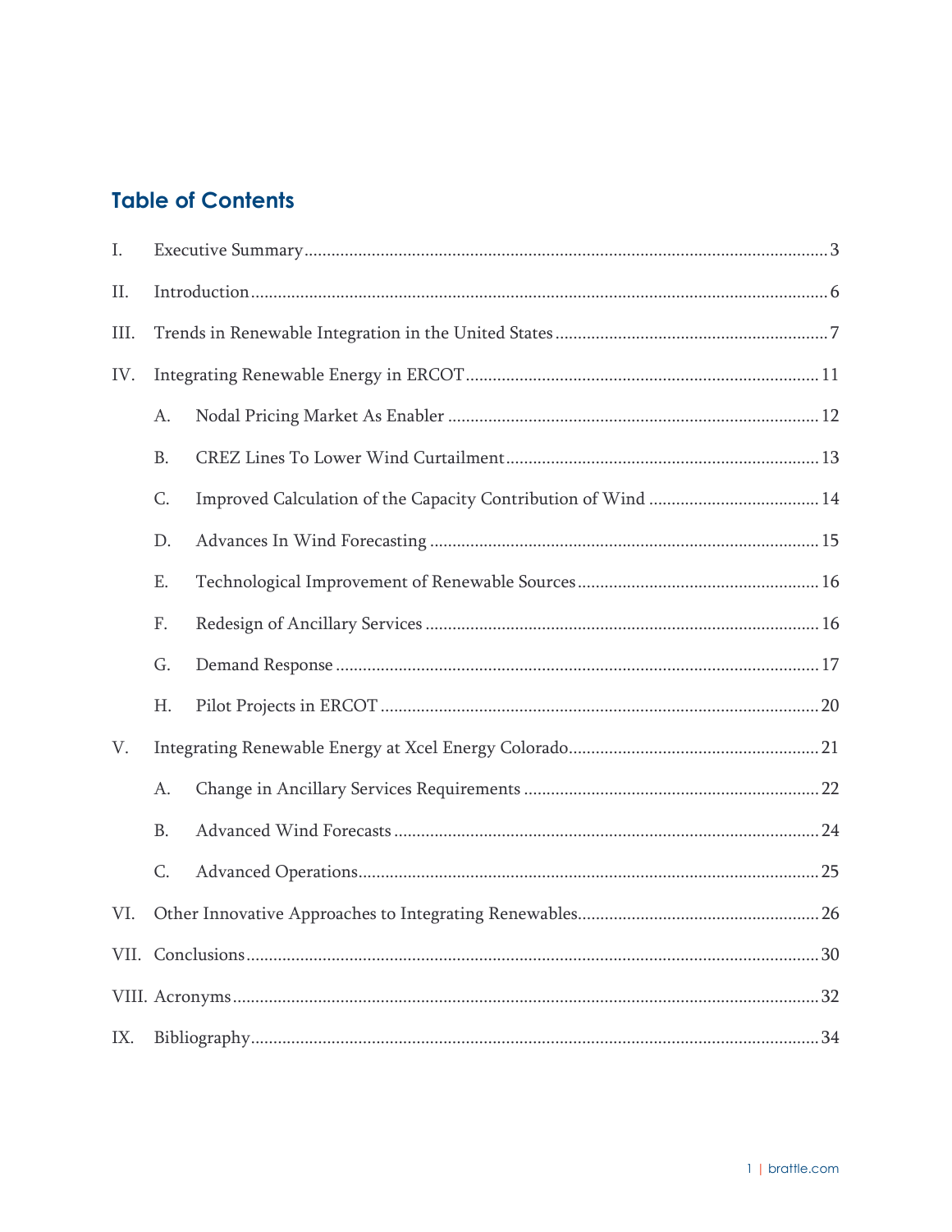## Table of Contents

I. Executive Summary ... 3

II. Introduction ... 6

III. Trends in Renewable Integration in the United States ... 7

IV. Integrating Renewable Energy in ERCOT ... 11

- A. Nodal Pricing Market As Enabler ... 12
- B. CREZ Lines To Lower Wind Curtailment ... 13
- C. Improved Calculation of the Capacity Contribution of Wind ... 14
- D. Advances In Wind Forecasting ... 15
- E. Technological Improvement of Renewable Sources ... 16
- F. Redesign of Ancillary Services ... 16
- G. Demand Response ... 17
- H. Pilot Projects in ERCOT ... 20

V. Integrating Renewable Energy at Xcel Energy Colorado ... 21

- A. Change in Ancillary Services Requirements ... 22
- B. Advanced Wind Forecasts ... 24
- C. Advanced Operations ... 25

VI. Other Innovative Approaches to Integrating Renewables ... 26

VII. Conclusions ... 30

VIII. Acronyms ... 32

IX. Bibliography ... 34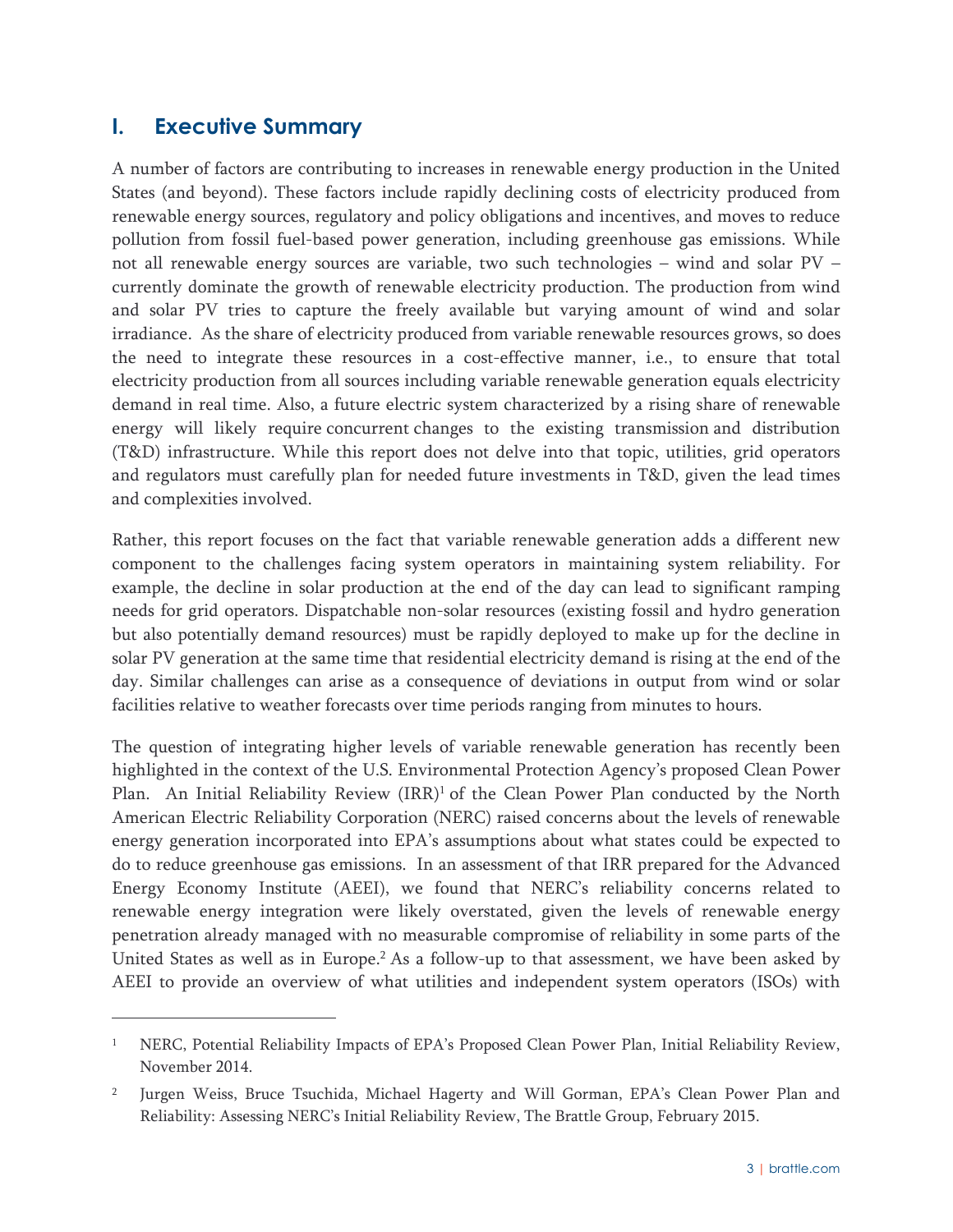# I. Executive Summary

A number of factors are contributing to increases in renewable energy production in the United States (and beyond). These factors include rapidly declining costs of electricity produced from renewable energy sources, regulatory and policy obligations and incentives, and moves to reduce pollution from fossil fuel-based power generation, including greenhouse gas emissions. While not all renewable energy sources are variable, two such technologies – wind and solar PV – currently dominate the growth of renewable electricity production. The production from wind and solar PV tries to capture the freely available but varying amount of wind and solar irradiance. As the share of electricity produced from variable renewable resources grows, so does the need to integrate these resources in a cost-effective manner, i.e., to ensure that total electricity production from all sources including variable renewable generation equals electricity demand in real time. Also, a future electric system characterized by a rising share of renewable energy will likely require concurrent changes to the existing transmission and distribution (T&D) infrastructure. While this report does not delve into that topic, utilities, grid operators and regulators must carefully plan for needed future investments in T&D, given the lead times and complexities involved.

Rather, this report focuses on the fact that variable renewable generation adds a different new component to the challenges facing system operators in maintaining system reliability. For example, the decline in solar production at the end of the day can lead to significant ramping needs for grid operators. Dispatchable non-solar resources (existing fossil and hydro generation but also potentially demand resources) must be rapidly deployed to make up for the decline in solar PV generation at the same time that residential electricity demand is rising at the end of the day. Similar challenges can arise as a consequence of deviations in output from wind or solar facilities relative to weather forecasts over time periods ranging from minutes to hours.

The question of integrating higher levels of variable renewable generation has recently been highlighted in the context of the U.S. Environmental Protection Agency's proposed Clean Power Plan. An Initial Reliability Review (IRR)[1] of the Clean Power Plan conducted by the North American Electric Reliability Corporation (NERC) raised concerns about the levels of renewable energy generation incorporated into EPA's assumptions about what states could be expected to do to reduce greenhouse gas emissions. In an assessment of that IRR prepared for the Advanced Energy Economy Institute (AEEI), we found that NERC's reliability concerns related to renewable energy integration were likely overstated, given the levels of renewable energy penetration already managed with no measurable compromise of reliability in some parts of the United States as well as in Europe.[2] As a follow-up to that assessment, we have been asked by AEEI to provide an overview of what utilities and independent system operators (ISOs) with

---

[1] NERC, Potential Reliability Impacts of EPA's Proposed Clean Power Plan, Initial Reliability Review, November 2014.

[2] Jurgen Weiss, Bruce Tsuchida, Michael Hagerty and Will Gorman, EPA's Clean Power Plan and Reliability: Assessing NERC's Initial Reliability Review, The Brattle Group, February 2015.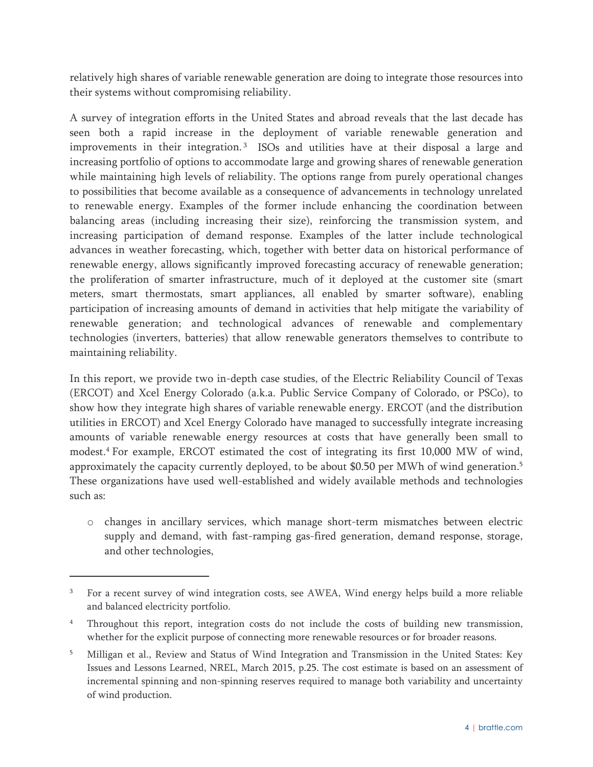relatively high shares of variable renewable generation are doing to integrate those resources into their systems without compromising reliability.

A survey of integration efforts in the United States and abroad reveals that the last decade has seen both a rapid increase in the deployment of variable renewable generation and improvements in their integration.[3] ISOs and utilities have at their disposal a large and increasing portfolio of options to accommodate large and growing shares of renewable generation while maintaining high levels of reliability. The options range from purely operational changes to possibilities that become available as a consequence of advancements in technology unrelated to renewable energy. Examples of the former include enhancing the coordination between balancing areas (including increasing their size), reinforcing the transmission system, and increasing participation of demand response. Examples of the latter include technological advances in weather forecasting, which, together with better data on historical performance of renewable energy, allows significantly improved forecasting accuracy of renewable generation; the proliferation of smarter infrastructure, much of it deployed at the customer site (smart meters, smart thermostats, smart appliances, all enabled by smarter software), enabling participation of increasing amounts of demand in activities that help mitigate the variability of renewable generation; and technological advances of renewable and complementary technologies (inverters, batteries) that allow renewable generators themselves to contribute to maintaining reliability.

In this report, we provide two in-depth case studies, of the Electric Reliability Council of Texas (ERCOT) and Xcel Energy Colorado (a.k.a. Public Service Company of Colorado, or PSCo), to show how they integrate high shares of variable renewable energy. ERCOT (and the distribution utilities in ERCOT) and Xcel Energy Colorado have managed to successfully integrate increasing amounts of variable renewable energy resources at costs that have generally been small to modest.[4] For example, ERCOT estimated the cost of integrating its first 10,000 MW of wind, approximately the capacity currently deployed, to be about $0.50 per MWh of wind generation.[5] These organizations have used well-established and widely available methods and technologies such as:

- changes in ancillary services, which manage short-term mismatches between electric supply and demand, with fast-ramping gas-fired generation, demand response, storage, and other technologies,

---

[3] For a recent survey of wind integration costs, see AWEA, Wind energy helps build a more reliable and balanced electricity portfolio.

[4] Throughout this report, integration costs do not include the costs of building new transmission, whether for the explicit purpose of connecting more renewable resources or for broader reasons.

[5] Milligan et al., Review and Status of Wind Integration and Transmission in the United States: Key Issues and Lessons Learned, NREL, March 2015, p.25. The cost estimate is based on an assessment of incremental spinning and non-spinning reserves required to manage both variability and uncertainty of wind production.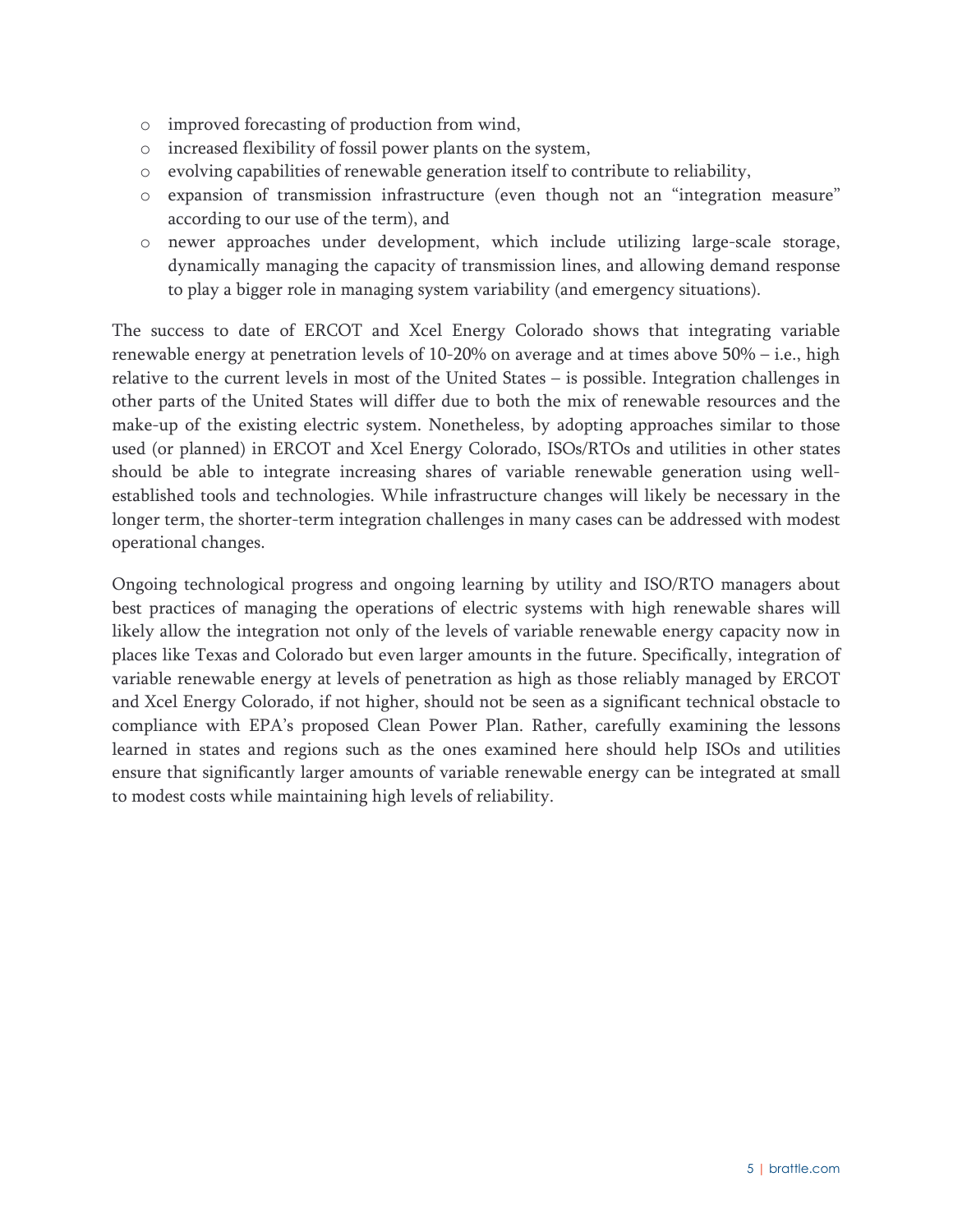- improved forecasting of production from wind,
- increased flexibility of fossil power plants on the system,
- evolving capabilities of renewable generation itself to contribute to reliability,
- expansion of transmission infrastructure (even though not an "integration measure" according to our use of the term), and
- newer approaches under development, which include utilizing large-scale storage, dynamically managing the capacity of transmission lines, and allowing demand response to play a bigger role in managing system variability (and emergency situations).

The success to date of ERCOT and Xcel Energy Colorado shows that integrating variable renewable energy at penetration levels of 10-20% on average and at times above 50% – i.e., high relative to the current levels in most of the United States – is possible. Integration challenges in other parts of the United States will differ due to both the mix of renewable resources and the make-up of the existing electric system. Nonetheless, by adopting approaches similar to those used (or planned) in ERCOT and Xcel Energy Colorado, ISOs/RTOs and utilities in other states should be able to integrate increasing shares of variable renewable generation using well-established tools and technologies. While infrastructure changes will likely be necessary in the longer term, the shorter-term integration challenges in many cases can be addressed with modest operational changes.

Ongoing technological progress and ongoing learning by utility and ISO/RTO managers about best practices of managing the operations of electric systems with high renewable shares will likely allow the integration not only of the levels of variable renewable energy capacity now in places like Texas and Colorado but even larger amounts in the future. Specifically, integration of variable renewable energy at levels of penetration as high as those reliably managed by ERCOT and Xcel Energy Colorado, if not higher, should not be seen as a significant technical obstacle to compliance with EPA's proposed Clean Power Plan. Rather, carefully examining the lessons learned in states and regions such as the ones examined here should help ISOs and utilities ensure that significantly larger amounts of variable renewable energy can be integrated at small to modest costs while maintaining high levels of reliability.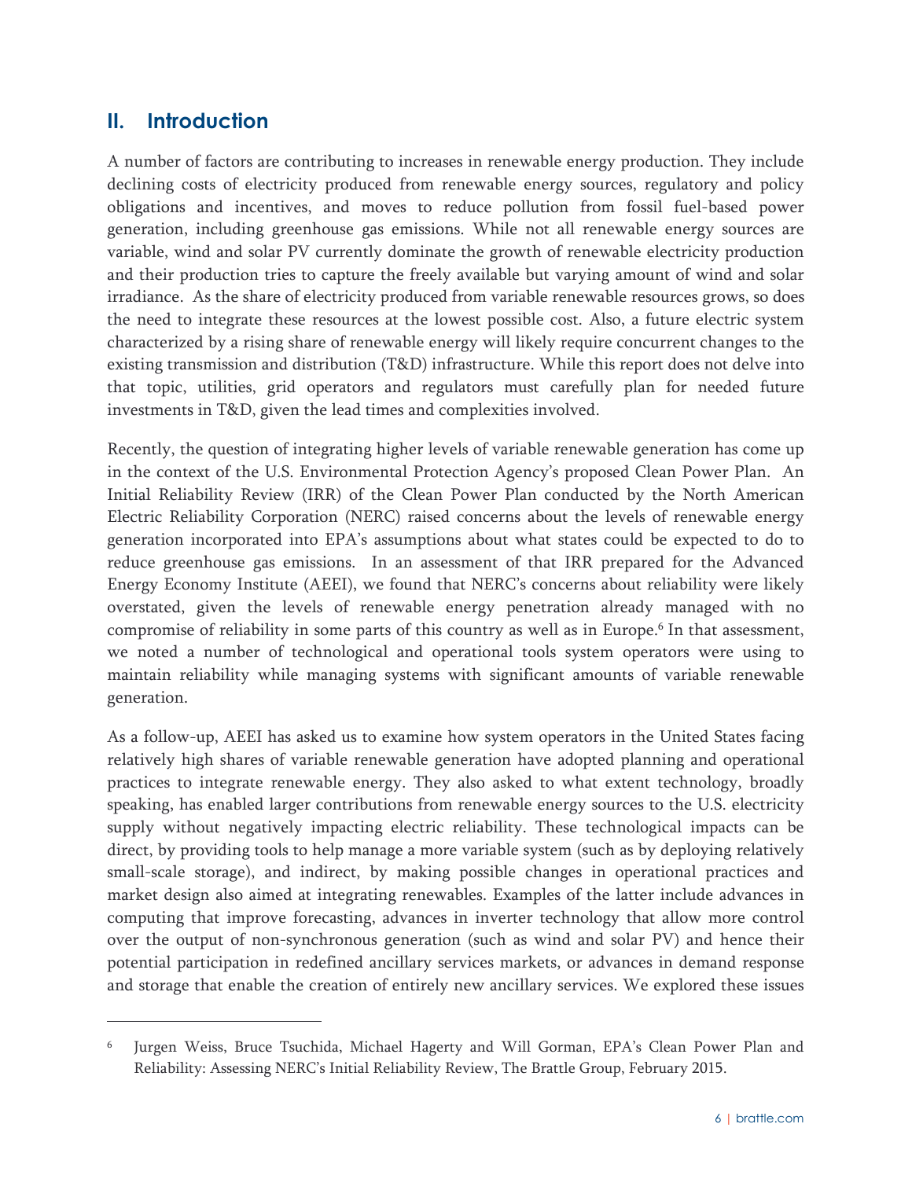## II. Introduction

A number of factors are contributing to increases in renewable energy production. They include declining costs of electricity produced from renewable energy sources, regulatory and policy obligations and incentives, and moves to reduce pollution from fossil fuel-based power generation, including greenhouse gas emissions. While not all renewable energy sources are variable, wind and solar PV currently dominate the growth of renewable electricity production and their production tries to capture the freely available but varying amount of wind and solar irradiance. As the share of electricity produced from variable renewable resources grows, so does the need to integrate these resources at the lowest possible cost. Also, a future electric system characterized by a rising share of renewable energy will likely require concurrent changes to the existing transmission and distribution (T&D) infrastructure. While this report does not delve into that topic, utilities, grid operators and regulators must carefully plan for needed future investments in T&D, given the lead times and complexities involved.

Recently, the question of integrating higher levels of variable renewable generation has come up in the context of the U.S. Environmental Protection Agency's proposed Clean Power Plan. An Initial Reliability Review (IRR) of the Clean Power Plan conducted by the North American Electric Reliability Corporation (NERC) raised concerns about the levels of renewable energy generation incorporated into EPA's assumptions about what states could be expected to do to reduce greenhouse gas emissions. In an assessment of that IRR prepared for the Advanced Energy Economy Institute (AEEI), we found that NERC's concerns about reliability were likely overstated, given the levels of renewable energy penetration already managed with no compromise of reliability in some parts of this country as well as in Europe.[6] In that assessment, we noted a number of technological and operational tools system operators were using to maintain reliability while managing systems with significant amounts of variable renewable generation.

As a follow-up, AEEI has asked us to examine how system operators in the United States facing relatively high shares of variable renewable generation have adopted planning and operational practices to integrate renewable energy. They also asked to what extent technology, broadly speaking, has enabled larger contributions from renewable energy sources to the U.S. electricity supply without negatively impacting electric reliability. These technological impacts can be direct, by providing tools to help manage a more variable system (such as by deploying relatively small-scale storage), and indirect, by making possible changes in operational practices and market design also aimed at integrating renewables. Examples of the latter include advances in computing that improve forecasting, advances in inverter technology that allow more control over the output of non-synchronous generation (such as wind and solar PV) and hence their potential participation in redefined ancillary services markets, or advances in demand response and storage that enable the creation of entirely new ancillary services. We explored these issues

[6] Jurgen Weiss, Bruce Tsuchida, Michael Hagerty and Will Gorman, EPA's Clean Power Plan and Reliability: Assessing NERC's Initial Reliability Review, The Brattle Group, February 2015.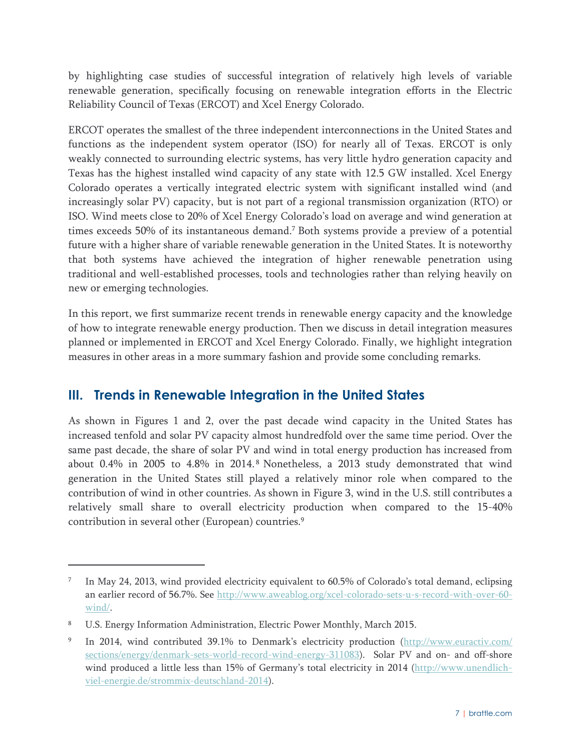by highlighting case studies of successful integration of relatively high levels of variable renewable generation, specifically focusing on renewable integration efforts in the Electric Reliability Council of Texas (ERCOT) and Xcel Energy Colorado.

ERCOT operates the smallest of the three independent interconnections in the United States and functions as the independent system operator (ISO) for nearly all of Texas. ERCOT is only weakly connected to surrounding electric systems, has very little hydro generation capacity and Texas has the highest installed wind capacity of any state with 12.5 GW installed. Xcel Energy Colorado operates a vertically integrated electric system with significant installed wind (and increasingly solar PV) capacity, but is not part of a regional transmission organization (RTO) or ISO. Wind meets close to 20% of Xcel Energy Colorado's load on average and wind generation at times exceeds 50% of its instantaneous demand.[7] Both systems provide a preview of a potential future with a higher share of variable renewable generation in the United States. It is noteworthy that both systems have achieved the integration of higher renewable penetration using traditional and well-established processes, tools and technologies rather than relying heavily on new or emerging technologies.

In this report, we first summarize recent trends in renewable energy capacity and the knowledge of how to integrate renewable energy production. Then we discuss in detail integration measures planned or implemented in ERCOT and Xcel Energy Colorado. Finally, we highlight integration measures in other areas in a more summary fashion and provide some concluding remarks.

## III. Trends in Renewable Integration in the United States

As shown in Figures 1 and 2, over the past decade wind capacity in the United States has increased tenfold and solar PV capacity almost hundredfold over the same time period. Over the same past decade, the share of solar PV and wind in total energy production has increased from about 0.4% in 2005 to 4.8% in 2014.[8] Nonetheless, a 2013 study demonstrated that wind generation in the United States still played a relatively minor role when compared to the contribution of wind in other countries. As shown in Figure 3, wind in the U.S. still contributes a relatively small share to overall electricity production when compared to the 15-40% contribution in several other (European) countries.[9]

---

[7] In May 24, 2013, wind provided electricity equivalent to 60.5% of Colorado's total demand, eclipsing an earlier record of 56.7%. See http://www.aweablog.org/xcel-colorado-sets-u-s-record-with-over-60-wind/.

[8] U.S. Energy Information Administration, Electric Power Monthly, March 2015.

[9] In 2014, wind contributed 39.1% to Denmark's electricity production (http://www.euractiv.com/sections/energy/denmark-sets-world-record-wind-energy-311083). Solar PV and on- and off-shore wind produced a little less than 15% of Germany's total electricity in 2014 (http://www.unendlich-viel-energie.de/strommix-deutschland-2014).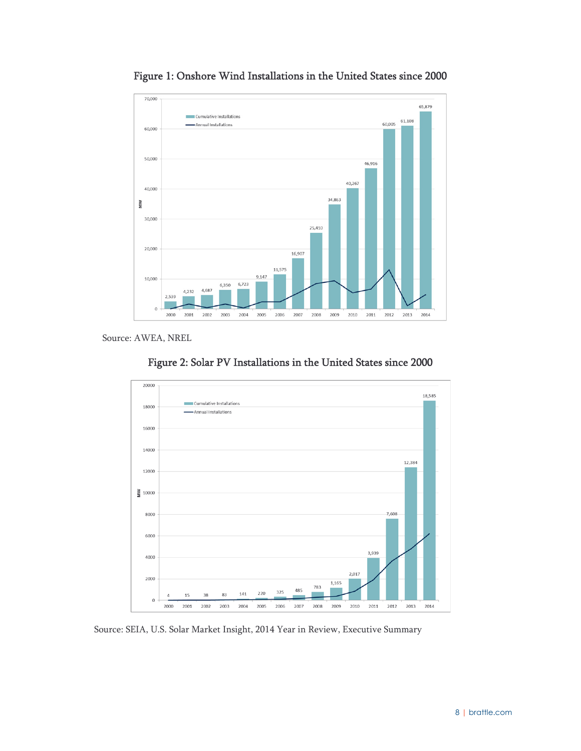**Figure 1: Onshore Wind Installations in the United States since 2000**

Source: AWEA, NREL

**Figure 2: Solar PV Installations in the United States since 2000**

Source: SEIA, U.S. Solar Market Insight, 2014 Year in Review, Executive Summary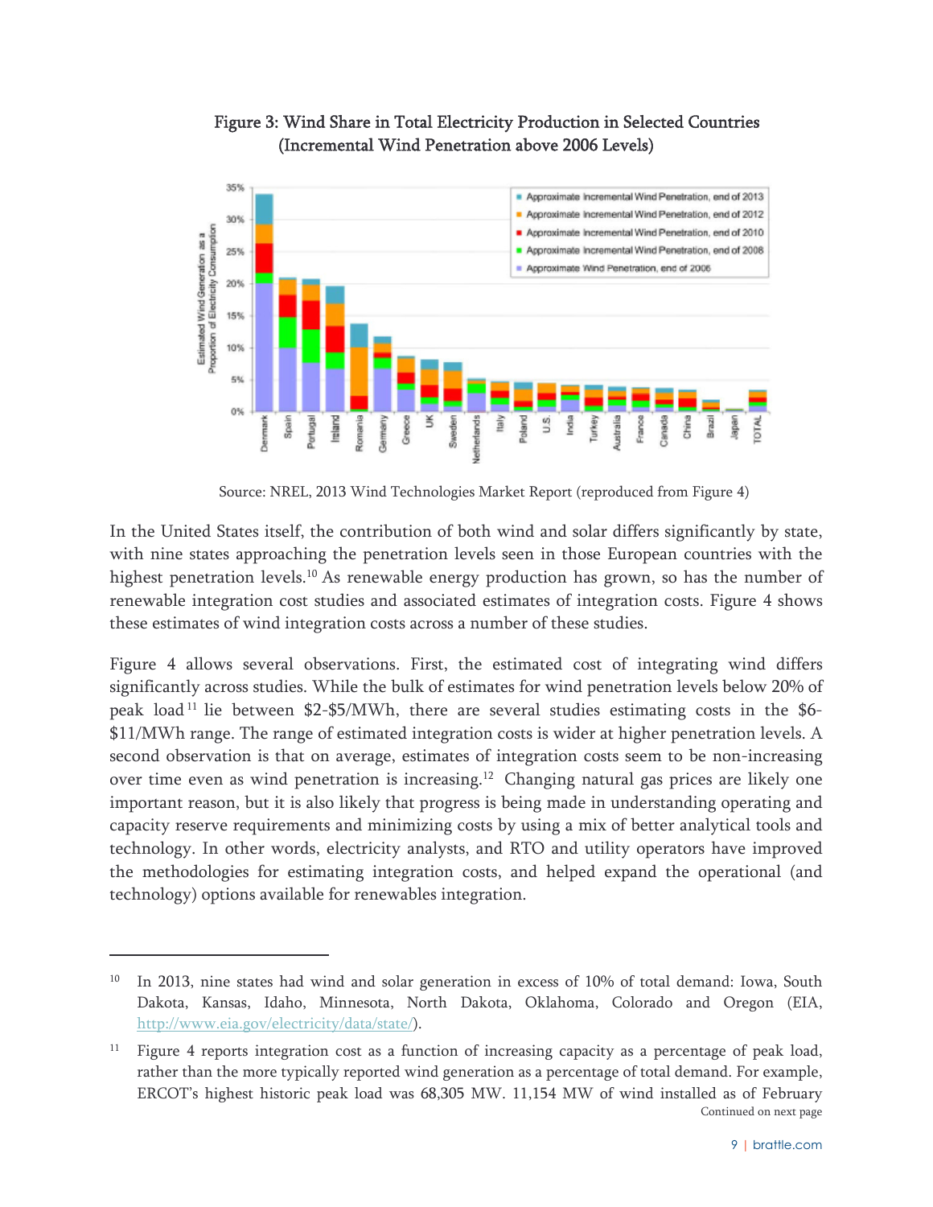**Figure 3: Wind Share in Total Electricity Production in Selected Countries (Incremental Wind Penetration above 2006 Levels)**

Source: NREL, 2013 Wind Technologies Market Report (reproduced from Figure 4)

In the United States itself, the contribution of both wind and solar differs significantly by state, with nine states approaching the penetration levels seen in those European countries with the highest penetration levels.[10] As renewable energy production has grown, so has the number of renewable integration cost studies and associated estimates of integration costs. Figure 4 shows these estimates of wind integration costs across a number of these studies.

Figure 4 allows several observations. First, the estimated cost of integrating wind differs significantly across studies. While the bulk of estimates for wind penetration levels below 20% of peak load[11] lie between $2-$5/MWh, there are several studies estimating costs in the $6-$11/MWh range. The range of estimated integration costs is wider at higher penetration levels. A second observation is that on average, estimates of integration costs seem to be non-increasing over time even as wind penetration is increasing.[12] Changing natural gas prices are likely one important reason, but it is also likely that progress is being made in understanding operating and capacity reserve requirements and minimizing costs by using a mix of better analytical tools and technology. In other words, electricity analysts, and RTO and utility operators have improved the methodologies for estimating integration costs, and helped expand the operational (and technology) options available for renewables integration.

---

[10] In 2013, nine states had wind and solar generation in excess of 10% of total demand: Iowa, South Dakota, Kansas, Idaho, Minnesota, North Dakota, Oklahoma, Colorado and Oregon (EIA, http://www.eia.gov/electricity/data/state/).

[11] Figure 4 reports integration cost as a function of increasing capacity as a percentage of peak load, rather than the more typically reported wind generation as a percentage of total demand. For example, ERCOT's highest historic peak load was 68,305 MW. 11,154 MW of wind installed as of February

Continued on next page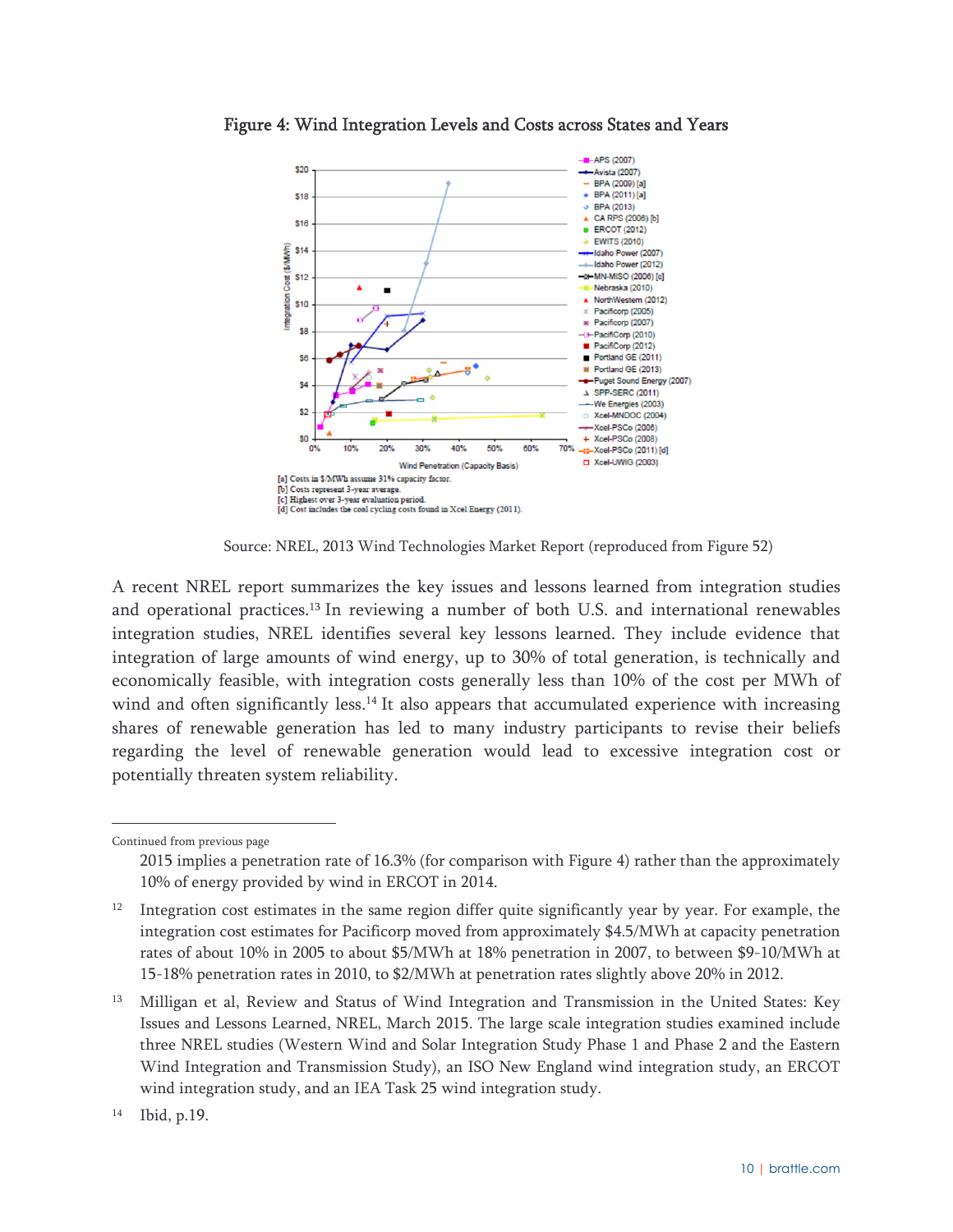**Figure 4: Wind Integration Levels and Costs across States and Years**

[a] Costs in $/MWh assume 31% capacity factor.
[b] Costs represent 3-year average.
[c] Highest over 3-year evaluation period.
[d] Cost includes the coal cycling costs found in Xcel Energy (2011).

Source: NREL, 2013 Wind Technologies Market Report (reproduced from Figure 52)

A recent NREL report summarizes the key issues and lessons learned from integration studies and operational practices.[13] In reviewing a number of both U.S. and international renewables integration studies, NREL identifies several key lessons learned. They include evidence that integration of large amounts of wind energy, up to 30% of total generation, is technically and economically feasible, with integration costs generally less than 10% of the cost per MWh of wind and often significantly less.[14] It also appears that accumulated experience with increasing shares of renewable generation has led to many industry participants to revise their beliefs regarding the level of renewable generation would lead to excessive integration cost or potentially threaten system reliability.

---

Continued from previous page

2015 implies a penetration rate of 16.3% (for comparison with Figure 4) rather than the approximately 10% of energy provided by wind in ERCOT in 2014.

[12] Integration cost estimates in the same region differ quite significantly year by year. For example, the integration cost estimates for Pacificorp moved from approximately $4.5/MWh at capacity penetration rates of about 10% in 2005 to about $5/MWh at 18% penetration in 2007, to between $9-10/MWh at 15-18% penetration rates in 2010, to $2/MWh at penetration rates slightly above 20% in 2012.

[13] Milligan et al, Review and Status of Wind Integration and Transmission in the United States: Key Issues and Lessons Learned, NREL, March 2015. The large scale integration studies examined include three NREL studies (Western Wind and Solar Integration Study Phase 1 and Phase 2 and the Eastern Wind Integration and Transmission Study), an ISO New England wind integration study, an ERCOT wind integration study, and an IEA Task 25 wind integration study.

[14] Ibid, p.19.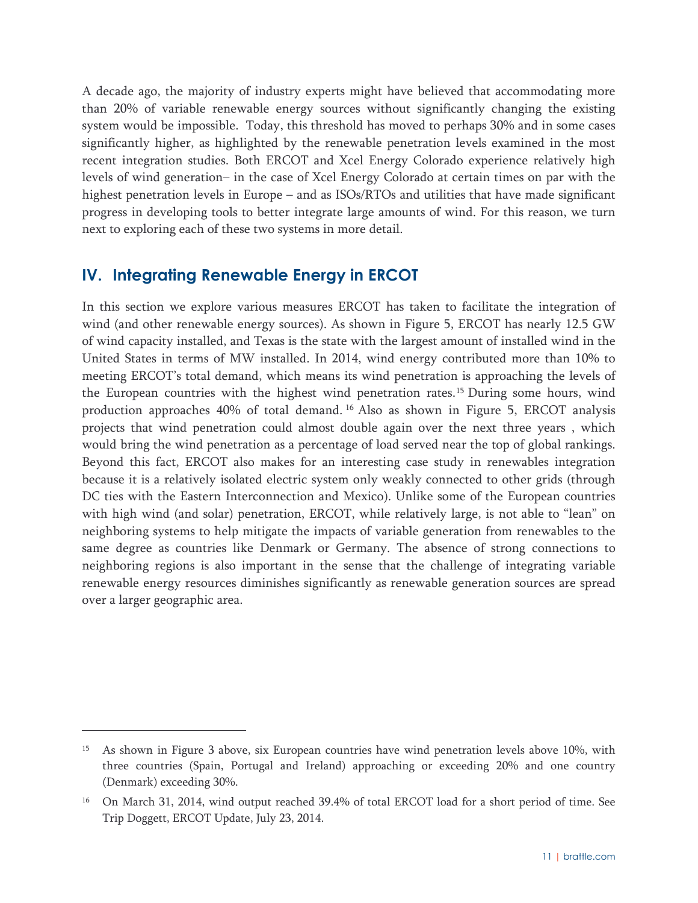A decade ago, the majority of industry experts might have believed that accommodating more than 20% of variable renewable energy sources without significantly changing the existing system would be impossible. Today, this threshold has moved to perhaps 30% and in some cases significantly higher, as highlighted by the renewable penetration levels examined in the most recent integration studies. Both ERCOT and Xcel Energy Colorado experience relatively high levels of wind generation– in the case of Xcel Energy Colorado at certain times on par with the highest penetration levels in Europe – and as ISOs/RTOs and utilities that have made significant progress in developing tools to better integrate large amounts of wind. For this reason, we turn next to exploring each of these two systems in more detail.

## IV. Integrating Renewable Energy in ERCOT

In this section we explore various measures ERCOT has taken to facilitate the integration of wind (and other renewable energy sources). As shown in Figure 5, ERCOT has nearly 12.5 GW of wind capacity installed, and Texas is the state with the largest amount of installed wind in the United States in terms of MW installed. In 2014, wind energy contributed more than 10% to meeting ERCOT's total demand, which means its wind penetration is approaching the levels of the European countries with the highest wind penetration rates.[15] During some hours, wind production approaches 40% of total demand.[16] Also as shown in Figure 5, ERCOT analysis projects that wind penetration could almost double again over the next three years , which would bring the wind penetration as a percentage of load served near the top of global rankings. Beyond this fact, ERCOT also makes for an interesting case study in renewables integration because it is a relatively isolated electric system only weakly connected to other grids (through DC ties with the Eastern Interconnection and Mexico). Unlike some of the European countries with high wind (and solar) penetration, ERCOT, while relatively large, is not able to "lean" on neighboring systems to help mitigate the impacts of variable generation from renewables to the same degree as countries like Denmark or Germany. The absence of strong connections to neighboring regions is also important in the sense that the challenge of integrating variable renewable energy resources diminishes significantly as renewable generation sources are spread over a larger geographic area.

---

[15] As shown in Figure 3 above, six European countries have wind penetration levels above 10%, with three countries (Spain, Portugal and Ireland) approaching or exceeding 20% and one country (Denmark) exceeding 30%.

[16] On March 31, 2014, wind output reached 39.4% of total ERCOT load for a short period of time. See Trip Doggett, ERCOT Update, July 23, 2014.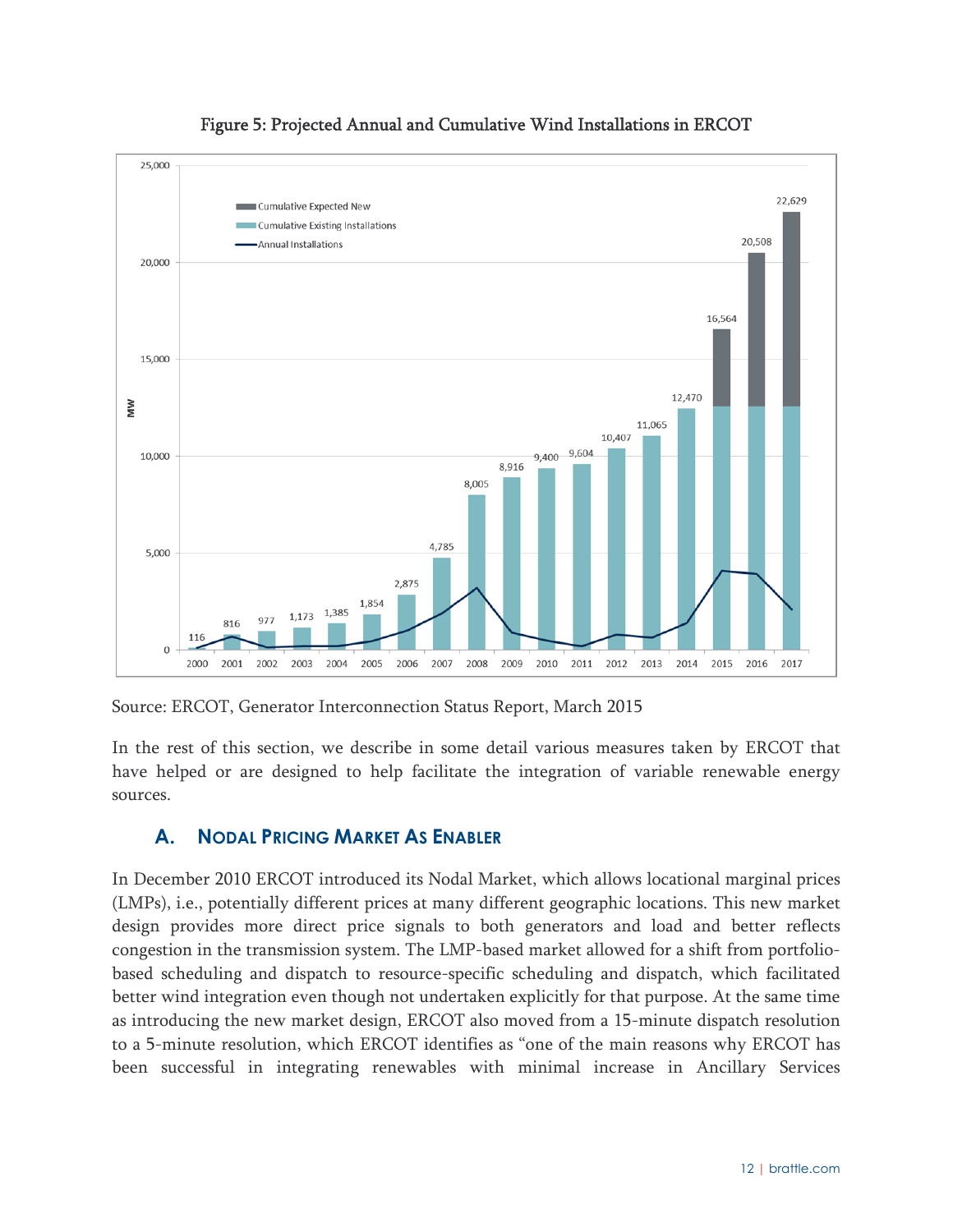Figure 5: Projected Annual and Cumulative Wind Installations in ERCOT

Source: ERCOT, Generator Interconnection Status Report, March 2015

In the rest of this section, we describe in some detail various measures taken by ERCOT that have helped or are designed to help facilitate the integration of variable renewable energy sources.

## A. Nodal Pricing Market As Enabler

In December 2010 ERCOT introduced its Nodal Market, which allows locational marginal prices (LMPs), i.e., potentially different prices at many different geographic locations. This new market design provides more direct price signals to both generators and load and better reflects congestion in the transmission system. The LMP-based market allowed for a shift from portfolio-based scheduling and dispatch to resource-specific scheduling and dispatch, which facilitated better wind integration even though not undertaken explicitly for that purpose. At the same time as introducing the new market design, ERCOT also moved from a 15-minute dispatch resolution to a 5-minute resolution, which ERCOT identifies as "one of the main reasons why ERCOT has been successful in integrating renewables with minimal increase in Ancillary Services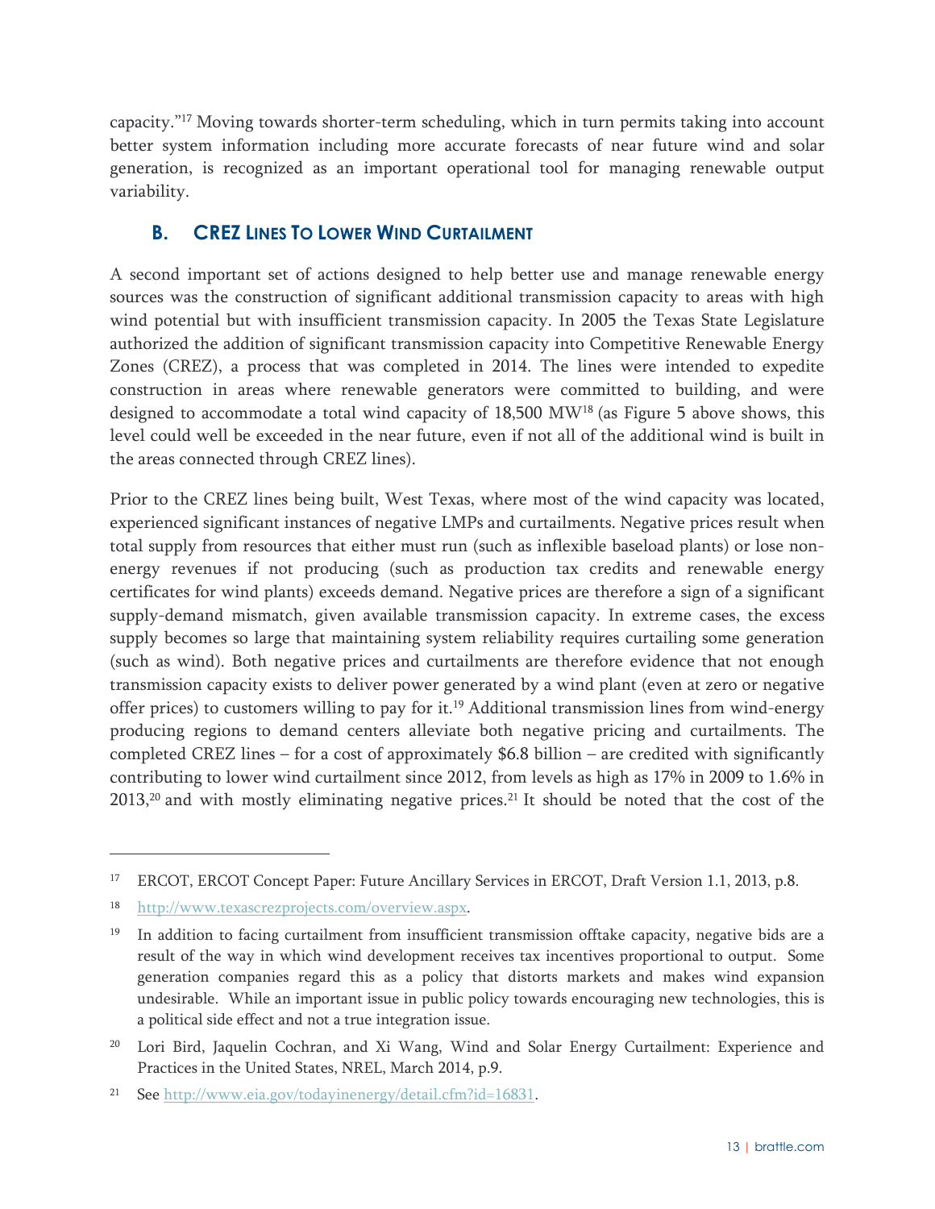capacity."[17] Moving towards shorter-term scheduling, which in turn permits taking into account better system information including more accurate forecasts of near future wind and solar generation, is recognized as an important operational tool for managing renewable output variability.

### B. CREZ Lines To Lower Wind Curtailment

A second important set of actions designed to help better use and manage renewable energy sources was the construction of significant additional transmission capacity to areas with high wind potential but with insufficient transmission capacity. In 2005 the Texas State Legislature authorized the addition of significant transmission capacity into Competitive Renewable Energy Zones (CREZ), a process that was completed in 2014. The lines were intended to expedite construction in areas where renewable generators were committed to building, and were designed to accommodate a total wind capacity of 18,500 MW[18] (as Figure 5 above shows, this level could well be exceeded in the near future, even if not all of the additional wind is built in the areas connected through CREZ lines).

Prior to the CREZ lines being built, West Texas, where most of the wind capacity was located, experienced significant instances of negative LMPs and curtailments. Negative prices result when total supply from resources that either must run (such as inflexible baseload plants) or lose non-energy revenues if not producing (such as production tax credits and renewable energy certificates for wind plants) exceeds demand. Negative prices are therefore a sign of a significant supply-demand mismatch, given available transmission capacity. In extreme cases, the excess supply becomes so large that maintaining system reliability requires curtailing some generation (such as wind). Both negative prices and curtailments are therefore evidence that not enough transmission capacity exists to deliver power generated by a wind plant (even at zero or negative offer prices) to customers willing to pay for it.[19] Additional transmission lines from wind-energy producing regions to demand centers alleviate both negative pricing and curtailments. The completed CREZ lines – for a cost of approximately $6.8 billion – are credited with significantly contributing to lower wind curtailment since 2012, from levels as high as 17% in 2009 to 1.6% in 2013,[20] and with mostly eliminating negative prices.[21] It should be noted that the cost of the

---

[17] ERCOT, ERCOT Concept Paper: Future Ancillary Services in ERCOT, Draft Version 1.1, 2013, p.8.

[18] http://www.texascrezprojects.com/overview.aspx.

[19] In addition to facing curtailment from insufficient transmission offtake capacity, negative bids are a result of the way in which wind development receives tax incentives proportional to output. Some generation companies regard this as a policy that distorts markets and makes wind expansion undesirable. While an important issue in public policy towards encouraging new technologies, this is a political side effect and not a true integration issue.

[20] Lori Bird, Jaquelin Cochran, and Xi Wang, Wind and Solar Energy Curtailment: Experience and Practices in the United States, NREL, March 2014, p.9.

[21] See http://www.eia.gov/todayinenergy/detail.cfm?id=16831.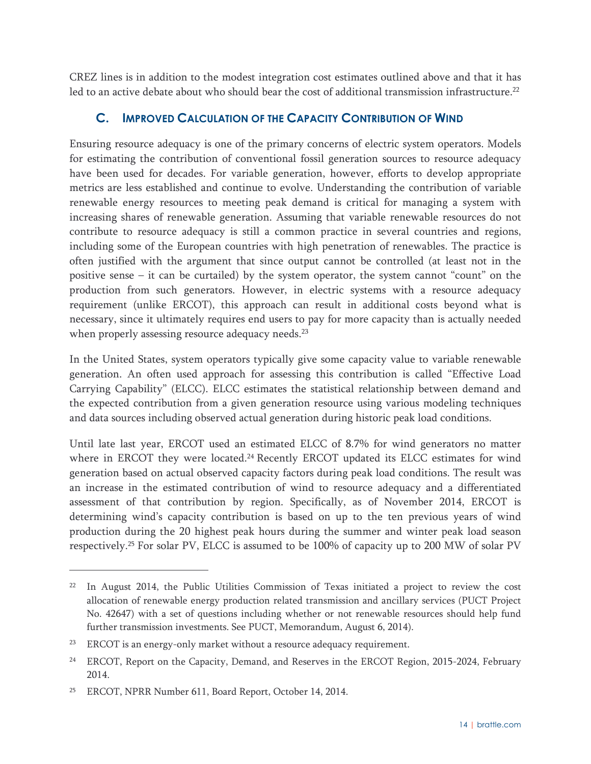CREZ lines is in addition to the modest integration cost estimates outlined above and that it has led to an active debate about who should bear the cost of additional transmission infrastructure.[22]

## C. Improved Calculation of the Capacity Contribution of Wind

Ensuring resource adequacy is one of the primary concerns of electric system operators. Models for estimating the contribution of conventional fossil generation sources to resource adequacy have been used for decades. For variable generation, however, efforts to develop appropriate metrics are less established and continue to evolve. Understanding the contribution of variable renewable energy resources to meeting peak demand is critical for managing a system with increasing shares of renewable generation. Assuming that variable renewable resources do not contribute to resource adequacy is still a common practice in several countries and regions, including some of the European countries with high penetration of renewables. The practice is often justified with the argument that since output cannot be controlled (at least not in the positive sense – it can be curtailed) by the system operator, the system cannot "count" on the production from such generators. However, in electric systems with a resource adequacy requirement (unlike ERCOT), this approach can result in additional costs beyond what is necessary, since it ultimately requires end users to pay for more capacity than is actually needed when properly assessing resource adequacy needs.[23]

In the United States, system operators typically give some capacity value to variable renewable generation. An often used approach for assessing this contribution is called "Effective Load Carrying Capability" (ELCC). ELCC estimates the statistical relationship between demand and the expected contribution from a given generation resource using various modeling techniques and data sources including observed actual generation during historic peak load conditions.

Until late last year, ERCOT used an estimated ELCC of 8.7% for wind generators no matter where in ERCOT they were located.[24] Recently ERCOT updated its ELCC estimates for wind generation based on actual observed capacity factors during peak load conditions. The result was an increase in the estimated contribution of wind to resource adequacy and a differentiated assessment of that contribution by region. Specifically, as of November 2014, ERCOT is determining wind's capacity contribution is based on up to the ten previous years of wind production during the 20 highest peak hours during the summer and winter peak load season respectively.[25] For solar PV, ELCC is assumed to be 100% of capacity up to 200 MW of solar PV

---

[22] In August 2014, the Public Utilities Commission of Texas initiated a project to review the cost allocation of renewable energy production related transmission and ancillary services (PUCT Project No. 42647) with a set of questions including whether or not renewable resources should help fund further transmission investments. See PUCT, Memorandum, August 6, 2014).

[23] ERCOT is an energy-only market without a resource adequacy requirement.

[24] ERCOT, Report on the Capacity, Demand, and Reserves in the ERCOT Region, 2015-2024, February 2014.

[25] ERCOT, NPRR Number 611, Board Report, October 14, 2014.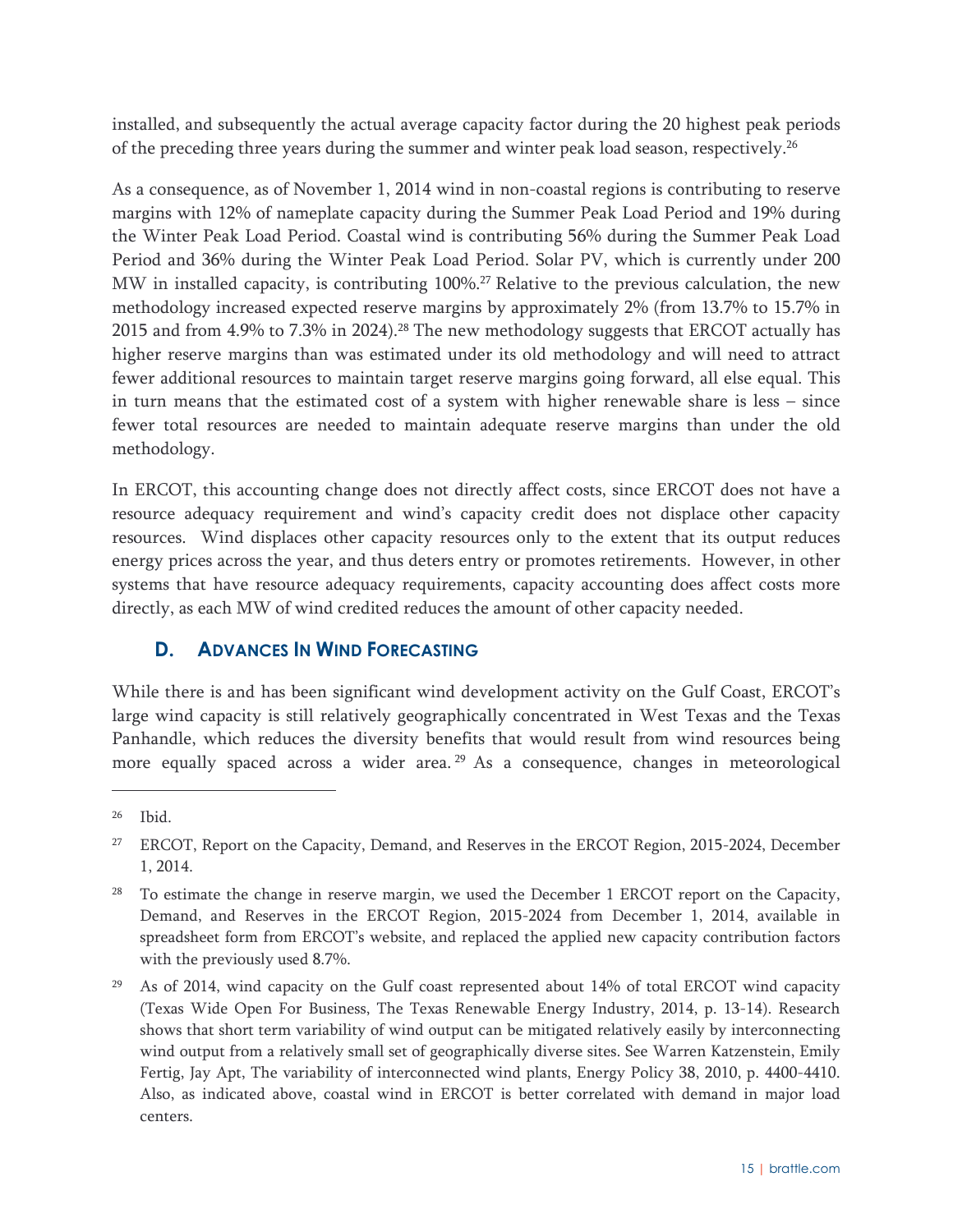installed, and subsequently the actual average capacity factor during the 20 highest peak periods of the preceding three years during the summer and winter peak load season, respectively.[26]

As a consequence, as of November 1, 2014 wind in non-coastal regions is contributing to reserve margins with 12% of nameplate capacity during the Summer Peak Load Period and 19% during the Winter Peak Load Period. Coastal wind is contributing 56% during the Summer Peak Load Period and 36% during the Winter Peak Load Period. Solar PV, which is currently under 200 MW in installed capacity, is contributing 100%.[27] Relative to the previous calculation, the new methodology increased expected reserve margins by approximately 2% (from 13.7% to 15.7% in 2015 and from 4.9% to 7.3% in 2024).[28] The new methodology suggests that ERCOT actually has higher reserve margins than was estimated under its old methodology and will need to attract fewer additional resources to maintain target reserve margins going forward, all else equal. This in turn means that the estimated cost of a system with higher renewable share is less – since fewer total resources are needed to maintain adequate reserve margins than under the old methodology.

In ERCOT, this accounting change does not directly affect costs, since ERCOT does not have a resource adequacy requirement and wind's capacity credit does not displace other capacity resources. Wind displaces other capacity resources only to the extent that its output reduces energy prices across the year, and thus deters entry or promotes retirements. However, in other systems that have resource adequacy requirements, capacity accounting does affect costs more directly, as each MW of wind credited reduces the amount of other capacity needed.

## D. Advances In Wind Forecasting

While there is and has been significant wind development activity on the Gulf Coast, ERCOT's large wind capacity is still relatively geographically concentrated in West Texas and the Texas Panhandle, which reduces the diversity benefits that would result from wind resources being more equally spaced across a wider area.[29] As a consequence, changes in meteorological

---

[26] Ibid.

[27] ERCOT, Report on the Capacity, Demand, and Reserves in the ERCOT Region, 2015-2024, December 1, 2014.

[28] To estimate the change in reserve margin, we used the December 1 ERCOT report on the Capacity, Demand, and Reserves in the ERCOT Region, 2015-2024 from December 1, 2014, available in spreadsheet form from ERCOT's website, and replaced the applied new capacity contribution factors with the previously used 8.7%.

[29] As of 2014, wind capacity on the Gulf coast represented about 14% of total ERCOT wind capacity (Texas Wide Open For Business, The Texas Renewable Energy Industry, 2014, p. 13-14). Research shows that short term variability of wind output can be mitigated relatively easily by interconnecting wind output from a relatively small set of geographically diverse sites. See Warren Katzenstein, Emily Fertig, Jay Apt, The variability of interconnected wind plants, Energy Policy 38, 2010, p. 4400-4410. Also, as indicated above, coastal wind in ERCOT is better correlated with demand in major load centers.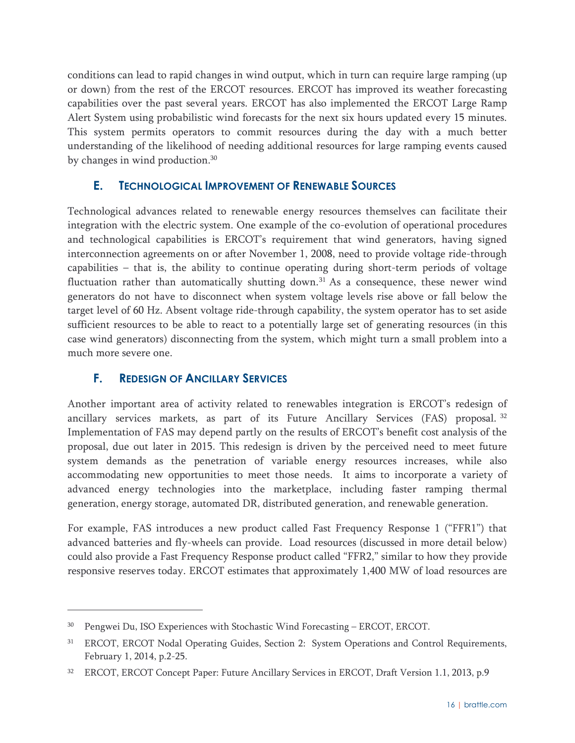conditions can lead to rapid changes in wind output, which in turn can require large ramping (up or down) from the rest of the ERCOT resources. ERCOT has improved its weather forecasting capabilities over the past several years. ERCOT has also implemented the ERCOT Large Ramp Alert System using probabilistic wind forecasts for the next six hours updated every 15 minutes. This system permits operators to commit resources during the day with a much better understanding of the likelihood of needing additional resources for large ramping events caused by changes in wind production.[30]

## E. Technological Improvement of Renewable Sources

Technological advances related to renewable energy resources themselves can facilitate their integration with the electric system. One example of the co-evolution of operational procedures and technological capabilities is ERCOT's requirement that wind generators, having signed interconnection agreements on or after November 1, 2008, need to provide voltage ride-through capabilities – that is, the ability to continue operating during short-term periods of voltage fluctuation rather than automatically shutting down.[31] As a consequence, these newer wind generators do not have to disconnect when system voltage levels rise above or fall below the target level of 60 Hz. Absent voltage ride-through capability, the system operator has to set aside sufficient resources to be able to react to a potentially large set of generating resources (in this case wind generators) disconnecting from the system, which might turn a small problem into a much more severe one.

## F. Redesign of Ancillary Services

Another important area of activity related to renewables integration is ERCOT's redesign of ancillary services markets, as part of its Future Ancillary Services (FAS) proposal.[32] Implementation of FAS may depend partly on the results of ERCOT's benefit cost analysis of the proposal, due out later in 2015. This redesign is driven by the perceived need to meet future system demands as the penetration of variable energy resources increases, while also accommodating new opportunities to meet those needs. It aims to incorporate a variety of advanced energy technologies into the marketplace, including faster ramping thermal generation, energy storage, automated DR, distributed generation, and renewable generation.

For example, FAS introduces a new product called Fast Frequency Response 1 ("FFR1") that advanced batteries and fly-wheels can provide. Load resources (discussed in more detail below) could also provide a Fast Frequency Response product called "FFR2," similar to how they provide responsive reserves today. ERCOT estimates that approximately 1,400 MW of load resources are

---

[30] Pengwei Du, ISO Experiences with Stochastic Wind Forecasting – ERCOT, ERCOT.

[31] ERCOT, ERCOT Nodal Operating Guides, Section 2: System Operations and Control Requirements, February 1, 2014, p.2-25.

[32] ERCOT, ERCOT Concept Paper: Future Ancillary Services in ERCOT, Draft Version 1.1, 2013, p.9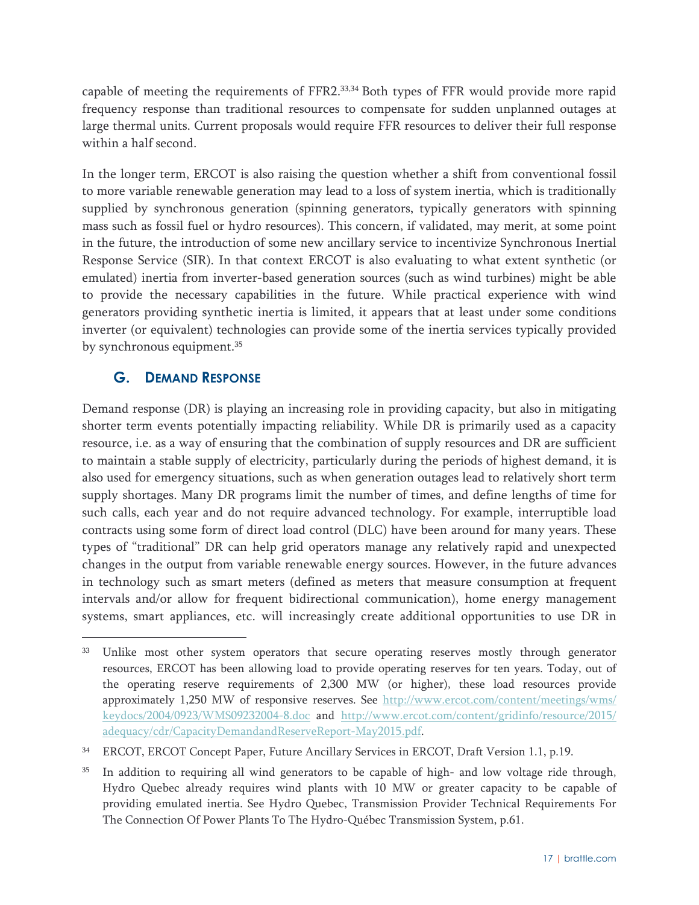capable of meeting the requirements of FFR2.[33,34] Both types of FFR would provide more rapid frequency response than traditional resources to compensate for sudden unplanned outages at large thermal units. Current proposals would require FFR resources to deliver their full response within a half second.

In the longer term, ERCOT is also raising the question whether a shift from conventional fossil to more variable renewable generation may lead to a loss of system inertia, which is traditionally supplied by synchronous generation (spinning generators, typically generators with spinning mass such as fossil fuel or hydro resources). This concern, if validated, may merit, at some point in the future, the introduction of some new ancillary service to incentivize Synchronous Inertial Response Service (SIR). In that context ERCOT is also evaluating to what extent synthetic (or emulated) inertia from inverter-based generation sources (such as wind turbines) might be able to provide the necessary capabilities in the future. While practical experience with wind generators providing synthetic inertia is limited, it appears that at least under some conditions inverter (or equivalent) technologies can provide some of the inertia services typically provided by synchronous equipment.[35]

## G. Demand Response

Demand response (DR) is playing an increasing role in providing capacity, but also in mitigating shorter term events potentially impacting reliability. While DR is primarily used as a capacity resource, i.e. as a way of ensuring that the combination of supply resources and DR are sufficient to maintain a stable supply of electricity, particularly during the periods of highest demand, it is also used for emergency situations, such as when generation outages lead to relatively short term supply shortages. Many DR programs limit the number of times, and define lengths of time for such calls, each year and do not require advanced technology. For example, interruptible load contracts using some form of direct load control (DLC) have been around for many years. These types of "traditional" DR can help grid operators manage any relatively rapid and unexpected changes in the output from variable renewable energy sources. However, in the future advances in technology such as smart meters (defined as meters that measure consumption at frequent intervals and/or allow for frequent bidirectional communication), home energy management systems, smart appliances, etc. will increasingly create additional opportunities to use DR in

---

[33] Unlike most other system operators that secure operating reserves mostly through generator resources, ERCOT has been allowing load to provide operating reserves for ten years. Today, out of the operating reserve requirements of 2,300 MW (or higher), these load resources provide approximately 1,250 MW of responsive reserves. See http://www.ercot.com/content/meetings/wms/keydocs/2004/0923/WMS09232004-8.doc and http://www.ercot.com/content/gridinfo/resource/2015/adequacy/cdr/CapacityDemandandReserveReport-May2015.pdf.

[34] ERCOT, ERCOT Concept Paper, Future Ancillary Services in ERCOT, Draft Version 1.1, p.19.

[35] In addition to requiring all wind generators to be capable of high- and low voltage ride through, Hydro Quebec already requires wind plants with 10 MW or greater capacity to be capable of providing emulated inertia. See Hydro Quebec, Transmission Provider Technical Requirements For The Connection Of Power Plants To The Hydro-Québec Transmission System, p.61.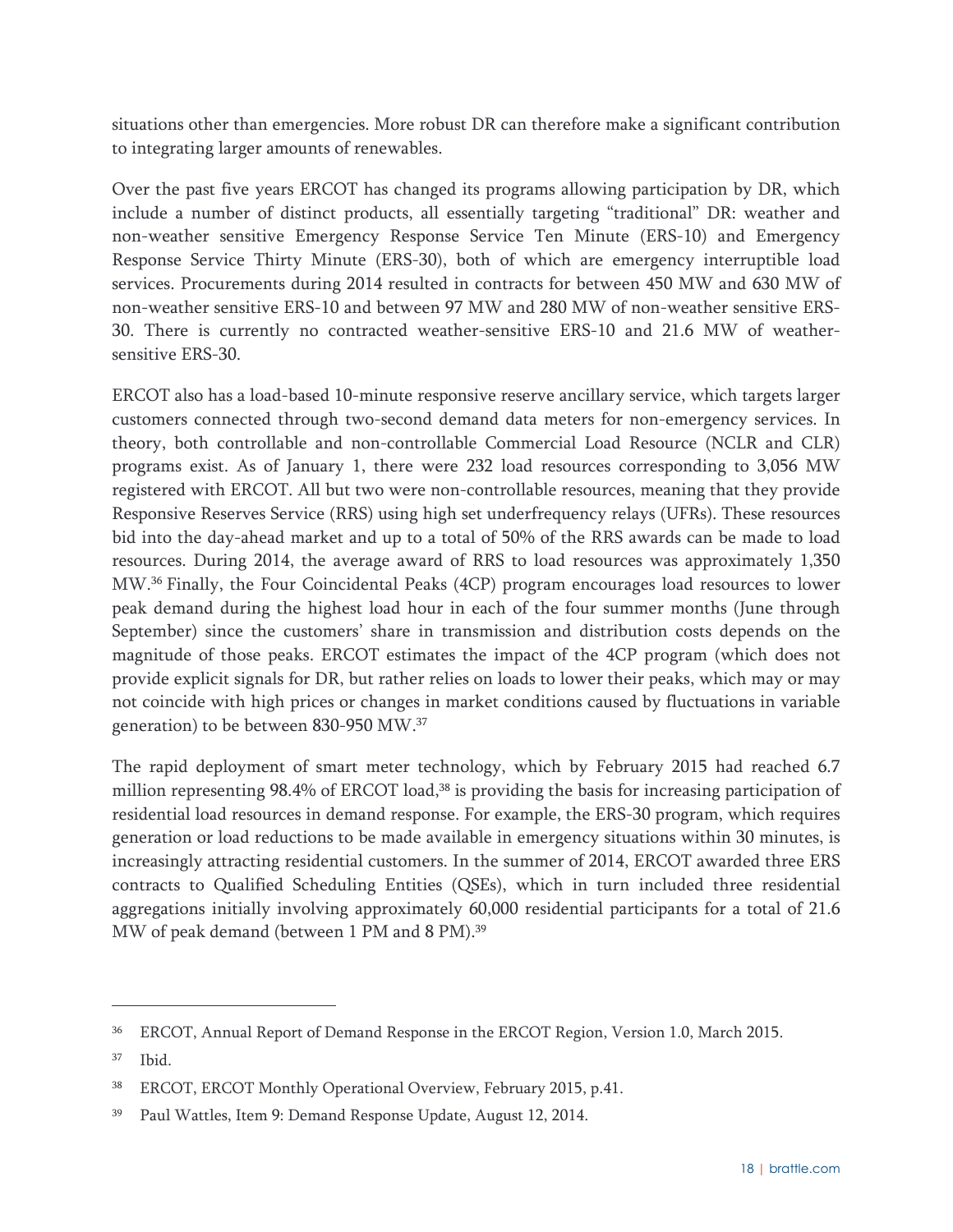situations other than emergencies. More robust DR can therefore make a significant contribution to integrating larger amounts of renewables.

Over the past five years ERCOT has changed its programs allowing participation by DR, which include a number of distinct products, all essentially targeting "traditional" DR: weather and non-weather sensitive Emergency Response Service Ten Minute (ERS-10) and Emergency Response Service Thirty Minute (ERS-30), both of which are emergency interruptible load services. Procurements during 2014 resulted in contracts for between 450 MW and 630 MW of non-weather sensitive ERS-10 and between 97 MW and 280 MW of non-weather sensitive ERS-30. There is currently no contracted weather-sensitive ERS-10 and 21.6 MW of weather-sensitive ERS-30.

ERCOT also has a load-based 10-minute responsive reserve ancillary service, which targets larger customers connected through two-second demand data meters for non-emergency services. In theory, both controllable and non-controllable Commercial Load Resource (NCLR and CLR) programs exist. As of January 1, there were 232 load resources corresponding to 3,056 MW registered with ERCOT. All but two were non-controllable resources, meaning that they provide Responsive Reserves Service (RRS) using high set underfrequency relays (UFRs). These resources bid into the day-ahead market and up to a total of 50% of the RRS awards can be made to load resources. During 2014, the average award of RRS to load resources was approximately 1,350 MW.[36] Finally, the Four Coincidental Peaks (4CP) program encourages load resources to lower peak demand during the highest load hour in each of the four summer months (June through September) since the customers' share in transmission and distribution costs depends on the magnitude of those peaks. ERCOT estimates the impact of the 4CP program (which does not provide explicit signals for DR, but rather relies on loads to lower their peaks, which may or may not coincide with high prices or changes in market conditions caused by fluctuations in variable generation) to be between 830-950 MW.[37]

The rapid deployment of smart meter technology, which by February 2015 had reached 6.7 million representing 98.4% of ERCOT load,[38] is providing the basis for increasing participation of residential load resources in demand response. For example, the ERS-30 program, which requires generation or load reductions to be made available in emergency situations within 30 minutes, is increasingly attracting residential customers. In the summer of 2014, ERCOT awarded three ERS contracts to Qualified Scheduling Entities (QSEs), which in turn included three residential aggregations initially involving approximately 60,000 residential participants for a total of 21.6 MW of peak demand (between 1 PM and 8 PM).[39]

---

[36] ERCOT, Annual Report of Demand Response in the ERCOT Region, Version 1.0, March 2015.

[37] Ibid.

[38] ERCOT, ERCOT Monthly Operational Overview, February 2015, p.41.

[39] Paul Wattles, Item 9: Demand Response Update, August 12, 2014.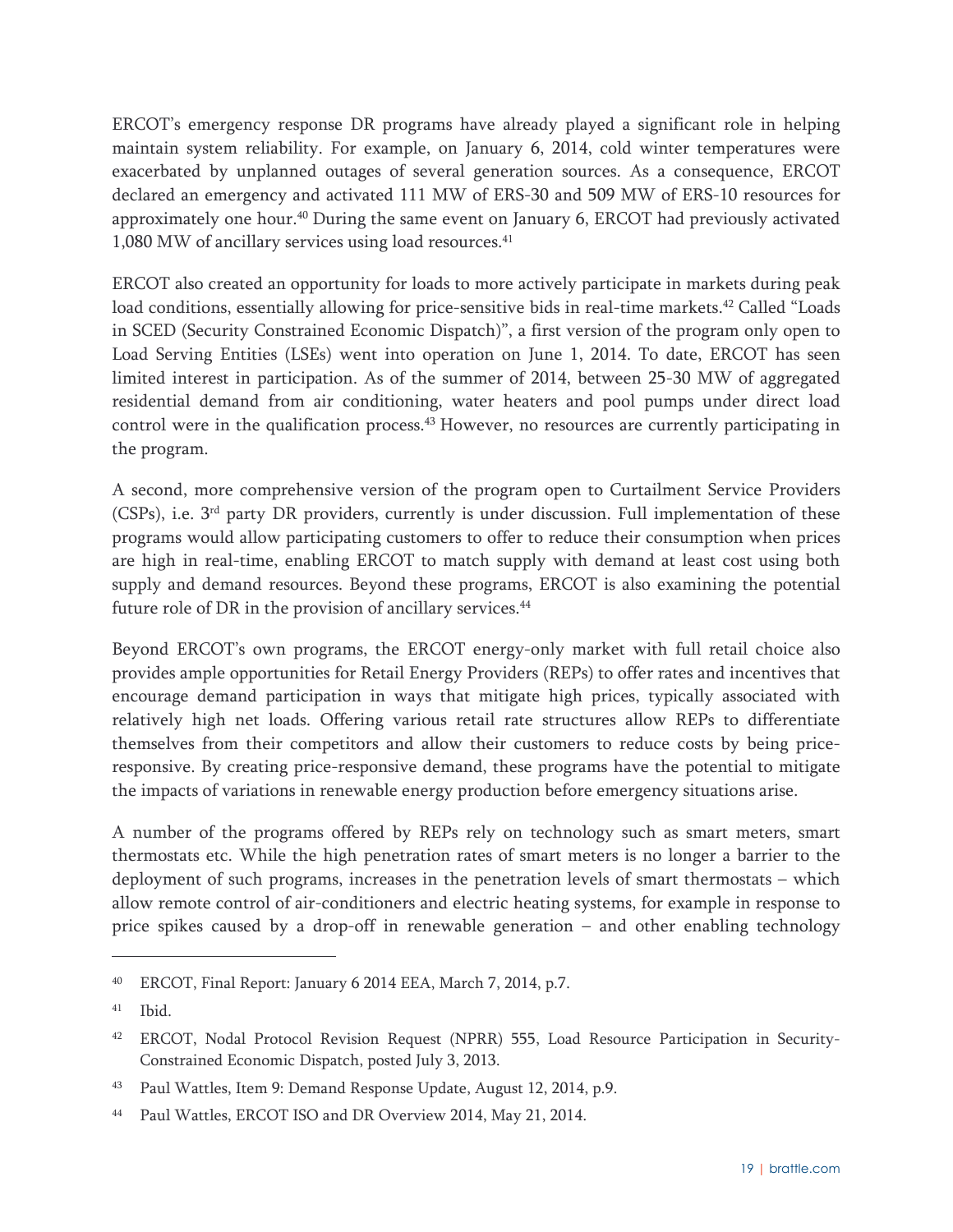ERCOT's emergency response DR programs have already played a significant role in helping maintain system reliability. For example, on January 6, 2014, cold winter temperatures were exacerbated by unplanned outages of several generation sources. As a consequence, ERCOT declared an emergency and activated 111 MW of ERS-30 and 509 MW of ERS-10 resources for approximately one hour.[40] During the same event on January 6, ERCOT had previously activated 1,080 MW of ancillary services using load resources.[41]

ERCOT also created an opportunity for loads to more actively participate in markets during peak load conditions, essentially allowing for price-sensitive bids in real-time markets.[42] Called "Loads in SCED (Security Constrained Economic Dispatch)", a first version of the program only open to Load Serving Entities (LSEs) went into operation on June 1, 2014. To date, ERCOT has seen limited interest in participation. As of the summer of 2014, between 25-30 MW of aggregated residential demand from air conditioning, water heaters and pool pumps under direct load control were in the qualification process.[43] However, no resources are currently participating in the program.

A second, more comprehensive version of the program open to Curtailment Service Providers (CSPs), i.e. 3rd party DR providers, currently is under discussion. Full implementation of these programs would allow participating customers to offer to reduce their consumption when prices are high in real-time, enabling ERCOT to match supply with demand at least cost using both supply and demand resources. Beyond these programs, ERCOT is also examining the potential future role of DR in the provision of ancillary services.[44]

Beyond ERCOT's own programs, the ERCOT energy-only market with full retail choice also provides ample opportunities for Retail Energy Providers (REPs) to offer rates and incentives that encourage demand participation in ways that mitigate high prices, typically associated with relatively high net loads. Offering various retail rate structures allow REPs to differentiate themselves from their competitors and allow their customers to reduce costs by being price-responsive. By creating price-responsive demand, these programs have the potential to mitigate the impacts of variations in renewable energy production before emergency situations arise.

A number of the programs offered by REPs rely on technology such as smart meters, smart thermostats etc. While the high penetration rates of smart meters is no longer a barrier to the deployment of such programs, increases in the penetration levels of smart thermostats – which allow remote control of air-conditioners and electric heating systems, for example in response to price spikes caused by a drop-off in renewable generation – and other enabling technology

---

[40] ERCOT, Final Report: January 6 2014 EEA, March 7, 2014, p.7.

[41] Ibid.

[42] ERCOT, Nodal Protocol Revision Request (NPRR) 555, Load Resource Participation in Security-Constrained Economic Dispatch, posted July 3, 2013.

[43] Paul Wattles, Item 9: Demand Response Update, August 12, 2014, p.9.

[44] Paul Wattles, ERCOT ISO and DR Overview 2014, May 21, 2014.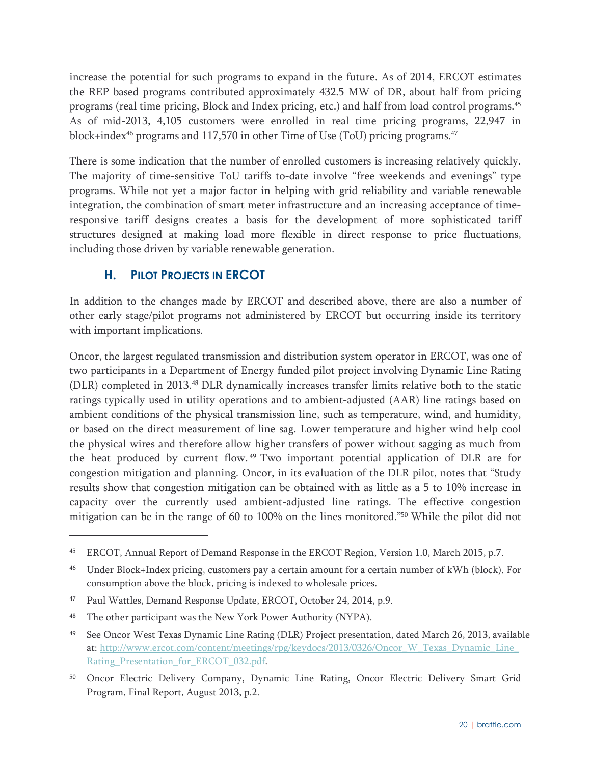increase the potential for such programs to expand in the future. As of 2014, ERCOT estimates the REP based programs contributed approximately 432.5 MW of DR, about half from pricing programs (real time pricing, Block and Index pricing, etc.) and half from load control programs.[45] As of mid-2013, 4,105 customers were enrolled in real time pricing programs, 22,947 in block+index[46] programs and 117,570 in other Time of Use (ToU) pricing programs.[47]

There is some indication that the number of enrolled customers is increasing relatively quickly. The majority of time-sensitive ToU tariffs to-date involve "free weekends and evenings" type programs. While not yet a major factor in helping with grid reliability and variable renewable integration, the combination of smart meter infrastructure and an increasing acceptance of time-responsive tariff designs creates a basis for the development of more sophisticated tariff structures designed at making load more flexible in direct response to price fluctuations, including those driven by variable renewable generation.

### H. Pilot Projects in ERCOT

In addition to the changes made by ERCOT and described above, there are also a number of other early stage/pilot programs not administered by ERCOT but occurring inside its territory with important implications.

Oncor, the largest regulated transmission and distribution system operator in ERCOT, was one of two participants in a Department of Energy funded pilot project involving Dynamic Line Rating (DLR) completed in 2013.[48] DLR dynamically increases transfer limits relative both to the static ratings typically used in utility operations and to ambient-adjusted (AAR) line ratings based on ambient conditions of the physical transmission line, such as temperature, wind, and humidity, or based on the direct measurement of line sag. Lower temperature and higher wind help cool the physical wires and therefore allow higher transfers of power without sagging as much from the heat produced by current flow.[49] Two important potential application of DLR are for congestion mitigation and planning. Oncor, in its evaluation of the DLR pilot, notes that "Study results show that congestion mitigation can be obtained with as little as a 5 to 10% increase in capacity over the currently used ambient-adjusted line ratings. The effective congestion mitigation can be in the range of 60 to 100% on the lines monitored."[50] While the pilot did not

---

[45] ERCOT, Annual Report of Demand Response in the ERCOT Region, Version 1.0, March 2015, p.7.

[46] Under Block+Index pricing, customers pay a certain amount for a certain number of kWh (block). For consumption above the block, pricing is indexed to wholesale prices.

[47] Paul Wattles, Demand Response Update, ERCOT, October 24, 2014, p.9.

[48] The other participant was the New York Power Authority (NYPA).

[49] See Oncor West Texas Dynamic Line Rating (DLR) Project presentation, dated March 26, 2013, available at: http://www.ercot.com/content/meetings/rpg/keydocs/2013/0326/Oncor_W_Texas_Dynamic_Line_Rating_Presentation_for_ERCOT_032.pdf.

[50] Oncor Electric Delivery Company, Dynamic Line Rating, Oncor Electric Delivery Smart Grid Program, Final Report, August 2013, p.2.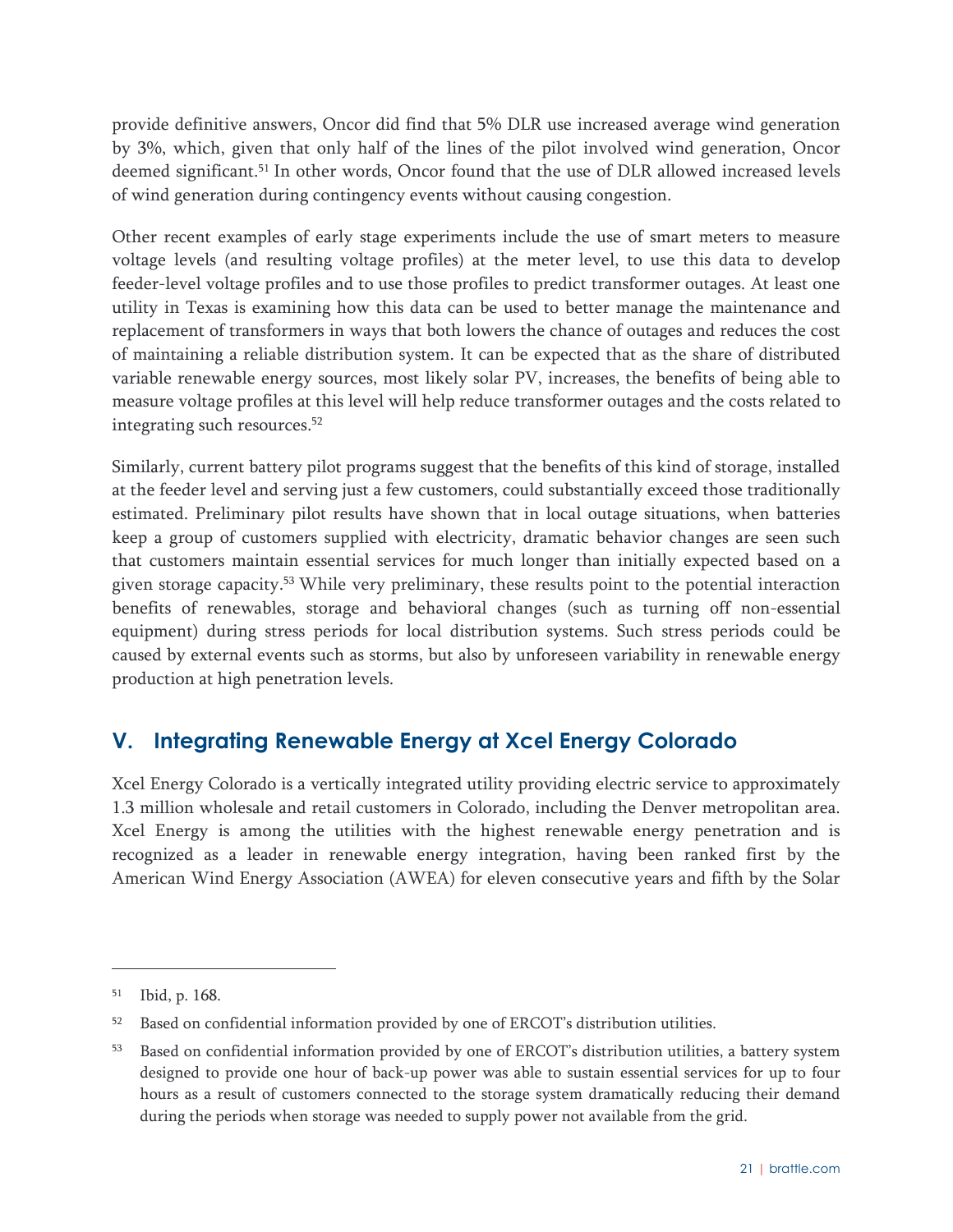provide definitive answers, Oncor did find that 5% DLR use increased average wind generation by 3%, which, given that only half of the lines of the pilot involved wind generation, Oncor deemed significant.[51] In other words, Oncor found that the use of DLR allowed increased levels of wind generation during contingency events without causing congestion.

Other recent examples of early stage experiments include the use of smart meters to measure voltage levels (and resulting voltage profiles) at the meter level, to use this data to develop feeder-level voltage profiles and to use those profiles to predict transformer outages. At least one utility in Texas is examining how this data can be used to better manage the maintenance and replacement of transformers in ways that both lowers the chance of outages and reduces the cost of maintaining a reliable distribution system. It can be expected that as the share of distributed variable renewable energy sources, most likely solar PV, increases, the benefits of being able to measure voltage profiles at this level will help reduce transformer outages and the costs related to integrating such resources.[52]

Similarly, current battery pilot programs suggest that the benefits of this kind of storage, installed at the feeder level and serving just a few customers, could substantially exceed those traditionally estimated. Preliminary pilot results have shown that in local outage situations, when batteries keep a group of customers supplied with electricity, dramatic behavior changes are seen such that customers maintain essential services for much longer than initially expected based on a given storage capacity.[53] While very preliminary, these results point to the potential interaction benefits of renewables, storage and behavioral changes (such as turning off non-essential equipment) during stress periods for local distribution systems. Such stress periods could be caused by external events such as storms, but also by unforeseen variability in renewable energy production at high penetration levels.

## V. Integrating Renewable Energy at Xcel Energy Colorado

Xcel Energy Colorado is a vertically integrated utility providing electric service to approximately 1.3 million wholesale and retail customers in Colorado, including the Denver metropolitan area. Xcel Energy is among the utilities with the highest renewable energy penetration and is recognized as a leader in renewable energy integration, having been ranked first by the American Wind Energy Association (AWEA) for eleven consecutive years and fifth by the Solar

---

[51] Ibid, p. 168.

[52] Based on confidential information provided by one of ERCOT's distribution utilities.

[53] Based on confidential information provided by one of ERCOT's distribution utilities, a battery system designed to provide one hour of back-up power was able to sustain essential services for up to four hours as a result of customers connected to the storage system dramatically reducing their demand during the periods when storage was needed to supply power not available from the grid.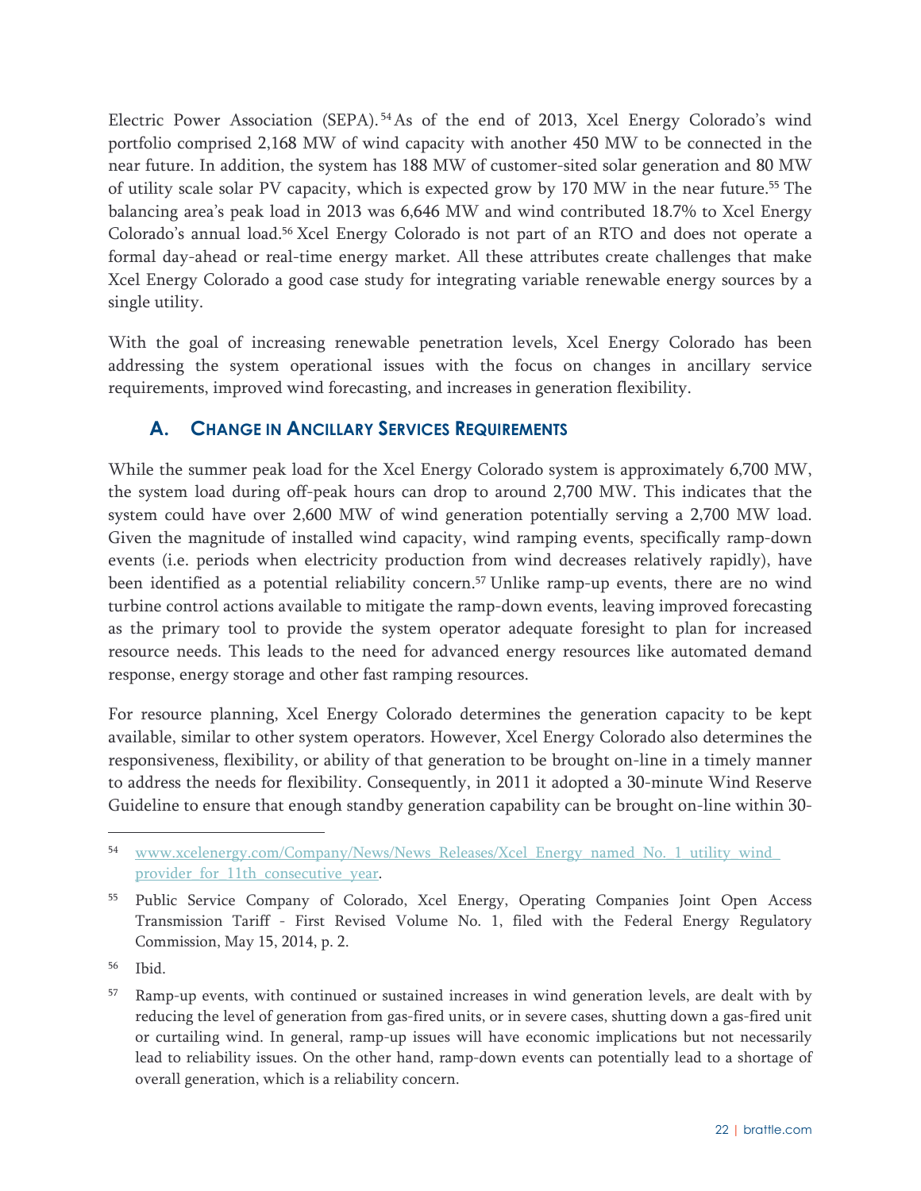Electric Power Association (SEPA).[54] As of the end of 2013, Xcel Energy Colorado's wind portfolio comprised 2,168 MW of wind capacity with another 450 MW to be connected in the near future. In addition, the system has 188 MW of customer-sited solar generation and 80 MW of utility scale solar PV capacity, which is expected grow by 170 MW in the near future.[55] The balancing area's peak load in 2013 was 6,646 MW and wind contributed 18.7% to Xcel Energy Colorado's annual load.[56] Xcel Energy Colorado is not part of an RTO and does not operate a formal day-ahead or real-time energy market. All these attributes create challenges that make Xcel Energy Colorado a good case study for integrating variable renewable energy sources by a single utility.

With the goal of increasing renewable penetration levels, Xcel Energy Colorado has been addressing the system operational issues with the focus on changes in ancillary service requirements, improved wind forecasting, and increases in generation flexibility.

## A. Change in Ancillary Services Requirements

While the summer peak load for the Xcel Energy Colorado system is approximately 6,700 MW, the system load during off-peak hours can drop to around 2,700 MW. This indicates that the system could have over 2,600 MW of wind generation potentially serving a 2,700 MW load. Given the magnitude of installed wind capacity, wind ramping events, specifically ramp-down events (i.e. periods when electricity production from wind decreases relatively rapidly), have been identified as a potential reliability concern.[57] Unlike ramp-up events, there are no wind turbine control actions available to mitigate the ramp-down events, leaving improved forecasting as the primary tool to provide the system operator adequate foresight to plan for increased resource needs. This leads to the need for advanced energy resources like automated demand response, energy storage and other fast ramping resources.

For resource planning, Xcel Energy Colorado determines the generation capacity to be kept available, similar to other system operators. However, Xcel Energy Colorado also determines the responsiveness, flexibility, or ability of that generation to be brought on-line in a timely manner to address the needs for flexibility. Consequently, in 2011 it adopted a 30-minute Wind Reserve Guideline to ensure that enough standby generation capability can be brought on-line within 30-

---

[54] www.xcelenergy.com/Company/News/News_Releases/Xcel_Energy_named_No._1_utility_wind_provider_for_11th_consecutive_year.

[55] Public Service Company of Colorado, Xcel Energy, Operating Companies Joint Open Access Transmission Tariff - First Revised Volume No. 1, filed with the Federal Energy Regulatory Commission, May 15, 2014, p. 2.

[56] Ibid.

[57] Ramp-up events, with continued or sustained increases in wind generation levels, are dealt with by reducing the level of generation from gas-fired units, or in severe cases, shutting down a gas-fired unit or curtailing wind. In general, ramp-up issues will have economic implications but not necessarily lead to reliability issues. On the other hand, ramp-down events can potentially lead to a shortage of overall generation, which is a reliability concern.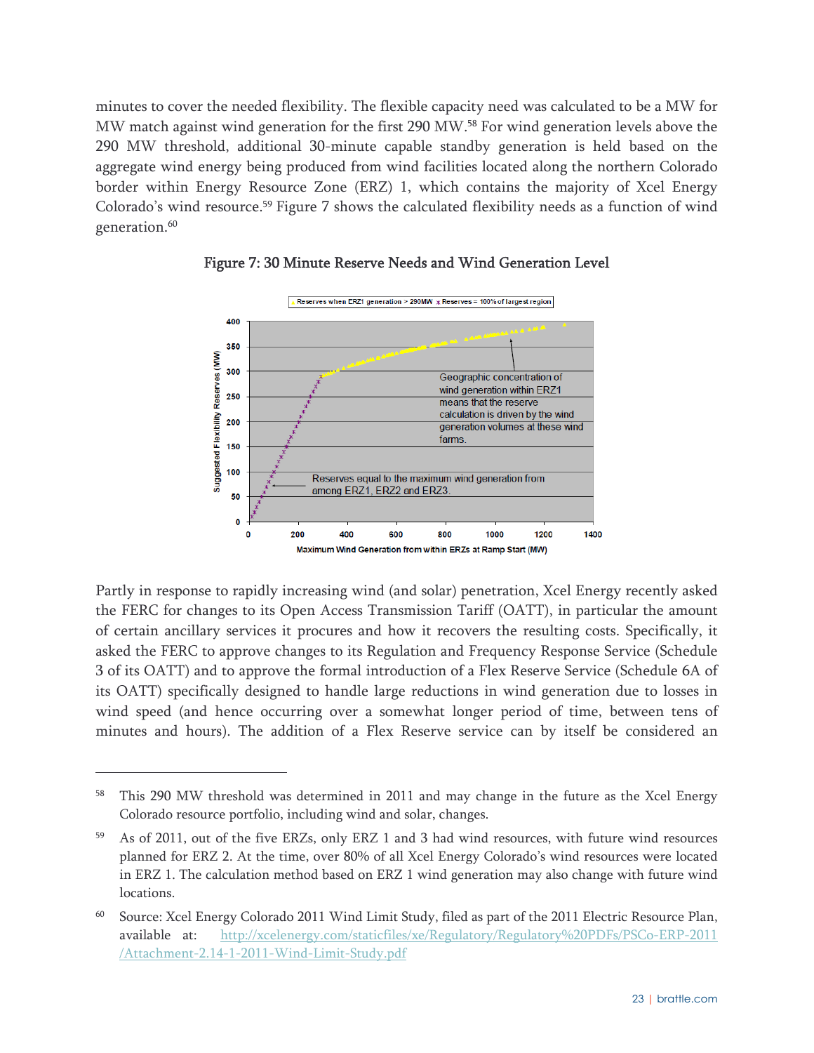minutes to cover the needed flexibility. The flexible capacity need was calculated to be a MW for MW match against wind generation for the first 290 MW.[58] For wind generation levels above the 290 MW threshold, additional 30-minute capable standby generation is held based on the aggregate wind energy being produced from wind facilities located along the northern Colorado border within Energy Resource Zone (ERZ) 1, which contains the majority of Xcel Energy Colorado's wind resource.[59] Figure 7 shows the calculated flexibility needs as a function of wind generation.[60]

**Figure 7: 30 Minute Reserve Needs and Wind Generation Level**

Partly in response to rapidly increasing wind (and solar) penetration, Xcel Energy recently asked the FERC for changes to its Open Access Transmission Tariff (OATT), in particular the amount of certain ancillary services it procures and how it recovers the resulting costs. Specifically, it asked the FERC to approve changes to its Regulation and Frequency Response Service (Schedule 3 of its OATT) and to approve the formal introduction of a Flex Reserve Service (Schedule 6A of its OATT) specifically designed to handle large reductions in wind generation due to losses in wind speed (and hence occurring over a somewhat longer period of time, between tens of minutes and hours). The addition of a Flex Reserve service can by itself be considered an

---

58 This 290 MW threshold was determined in 2011 and may change in the future as the Xcel Energy Colorado resource portfolio, including wind and solar, changes.

59 As of 2011, out of the five ERZs, only ERZ 1 and 3 had wind resources, with future wind resources planned for ERZ 2. At the time, over 80% of all Xcel Energy Colorado's wind resources were located in ERZ 1. The calculation method based on ERZ 1 wind generation may also change with future wind locations.

60 Source: Xcel Energy Colorado 2011 Wind Limit Study, filed as part of the 2011 Electric Resource Plan, available at: http://xcelenergy.com/staticfiles/xe/Regulatory/Regulatory%20PDFs/PSCo-ERP-2011/Attachment-2.14-1-2011-Wind-Limit-Study.pdf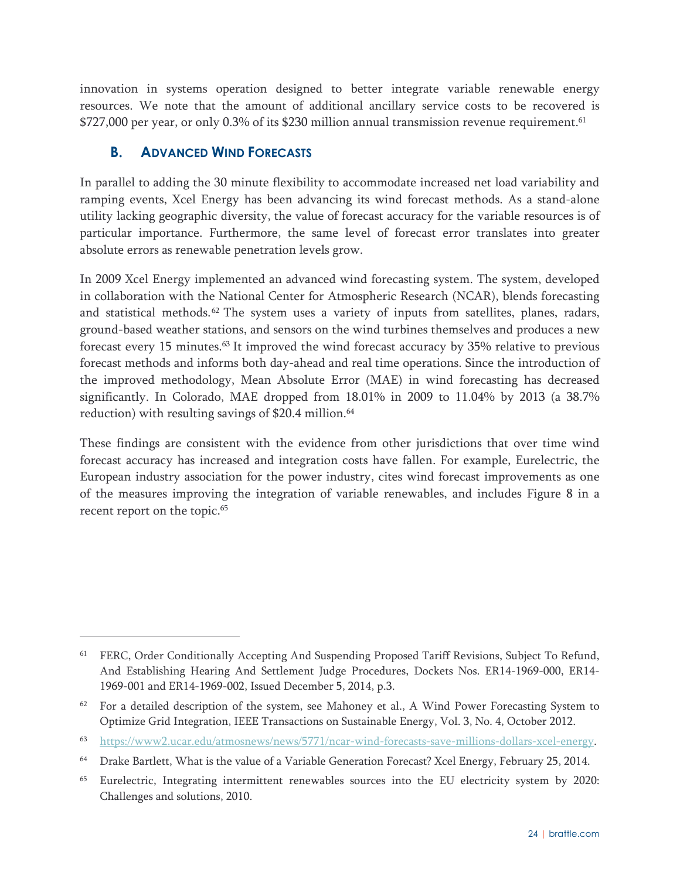innovation in systems operation designed to better integrate variable renewable energy resources. We note that the amount of additional ancillary service costs to be recovered is $727,000 per year, or only 0.3% of its $230 million annual transmission revenue requirement.[61]

### B. Advanced Wind Forecasts

In parallel to adding the 30 minute flexibility to accommodate increased net load variability and ramping events, Xcel Energy has been advancing its wind forecast methods. As a stand-alone utility lacking geographic diversity, the value of forecast accuracy for the variable resources is of particular importance. Furthermore, the same level of forecast error translates into greater absolute errors as renewable penetration levels grow.

In 2009 Xcel Energy implemented an advanced wind forecasting system. The system, developed in collaboration with the National Center for Atmospheric Research (NCAR), blends forecasting and statistical methods.[62] The system uses a variety of inputs from satellites, planes, radars, ground-based weather stations, and sensors on the wind turbines themselves and produces a new forecast every 15 minutes.[63] It improved the wind forecast accuracy by 35% relative to previous forecast methods and informs both day-ahead and real time operations. Since the introduction of the improved methodology, Mean Absolute Error (MAE) in wind forecasting has decreased significantly. In Colorado, MAE dropped from 18.01% in 2009 to 11.04% by 2013 (a 38.7% reduction) with resulting savings of $20.4 million.[64]

These findings are consistent with the evidence from other jurisdictions that over time wind forecast accuracy has increased and integration costs have fallen. For example, Eurelectric, the European industry association for the power industry, cites wind forecast improvements as one of the measures improving the integration of variable renewables, and includes Figure 8 in a recent report on the topic.[65]

---

[61] FERC, Order Conditionally Accepting And Suspending Proposed Tariff Revisions, Subject To Refund, And Establishing Hearing And Settlement Judge Procedures, Dockets Nos. ER14-1969-000, ER14-1969-001 and ER14-1969-002, Issued December 5, 2014, p.3.

[62] For a detailed description of the system, see Mahoney et al., A Wind Power Forecasting System to Optimize Grid Integration, IEEE Transactions on Sustainable Energy, Vol. 3, No. 4, October 2012.

[63] https://www2.ucar.edu/atmosnews/news/5771/ncar-wind-forecasts-save-millions-dollars-xcel-energy.

[64] Drake Bartlett, What is the value of a Variable Generation Forecast? Xcel Energy, February 25, 2014.

[65] Eurelectric, Integrating intermittent renewables sources into the EU electricity system by 2020: Challenges and solutions, 2010.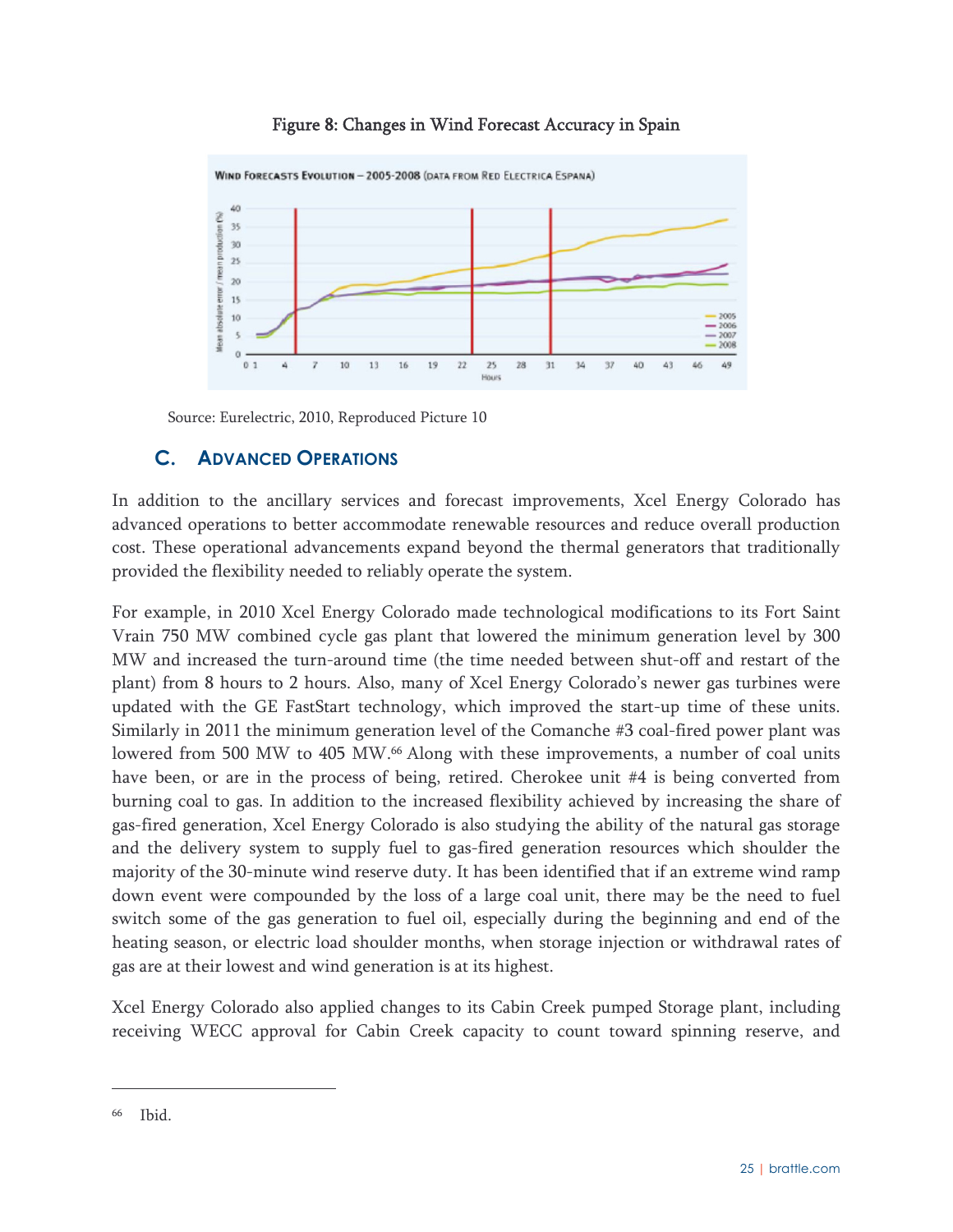Figure 8: Changes in Wind Forecast Accuracy in Spain

Source: Eurelectric, 2010, Reproduced Picture 10

## C. Advanced Operations

In addition to the ancillary services and forecast improvements, Xcel Energy Colorado has advanced operations to better accommodate renewable resources and reduce overall production cost. These operational advancements expand beyond the thermal generators that traditionally provided the flexibility needed to reliably operate the system.

For example, in 2010 Xcel Energy Colorado made technological modifications to its Fort Saint Vrain 750 MW combined cycle gas plant that lowered the minimum generation level by 300 MW and increased the turn-around time (the time needed between shut-off and restart of the plant) from 8 hours to 2 hours. Also, many of Xcel Energy Colorado's newer gas turbines were updated with the GE FastStart technology, which improved the start-up time of these units. Similarly in 2011 the minimum generation level of the Comanche #3 coal-fired power plant was lowered from 500 MW to 405 MW.[66] Along with these improvements, a number of coal units have been, or are in the process of being, retired. Cherokee unit #4 is being converted from burning coal to gas. In addition to the increased flexibility achieved by increasing the share of gas-fired generation, Xcel Energy Colorado is also studying the ability of the natural gas storage and the delivery system to supply fuel to gas-fired generation resources which shoulder the majority of the 30-minute wind reserve duty. It has been identified that if an extreme wind ramp down event were compounded by the loss of a large coal unit, there may be the need to fuel switch some of the gas generation to fuel oil, especially during the beginning and end of the heating season, or electric load shoulder months, when storage injection or withdrawal rates of gas are at their lowest and wind generation is at its highest.

Xcel Energy Colorado also applied changes to its Cabin Creek pumped Storage plant, including receiving WECC approval for Cabin Creek capacity to count toward spinning reserve, and

---

[66] Ibid.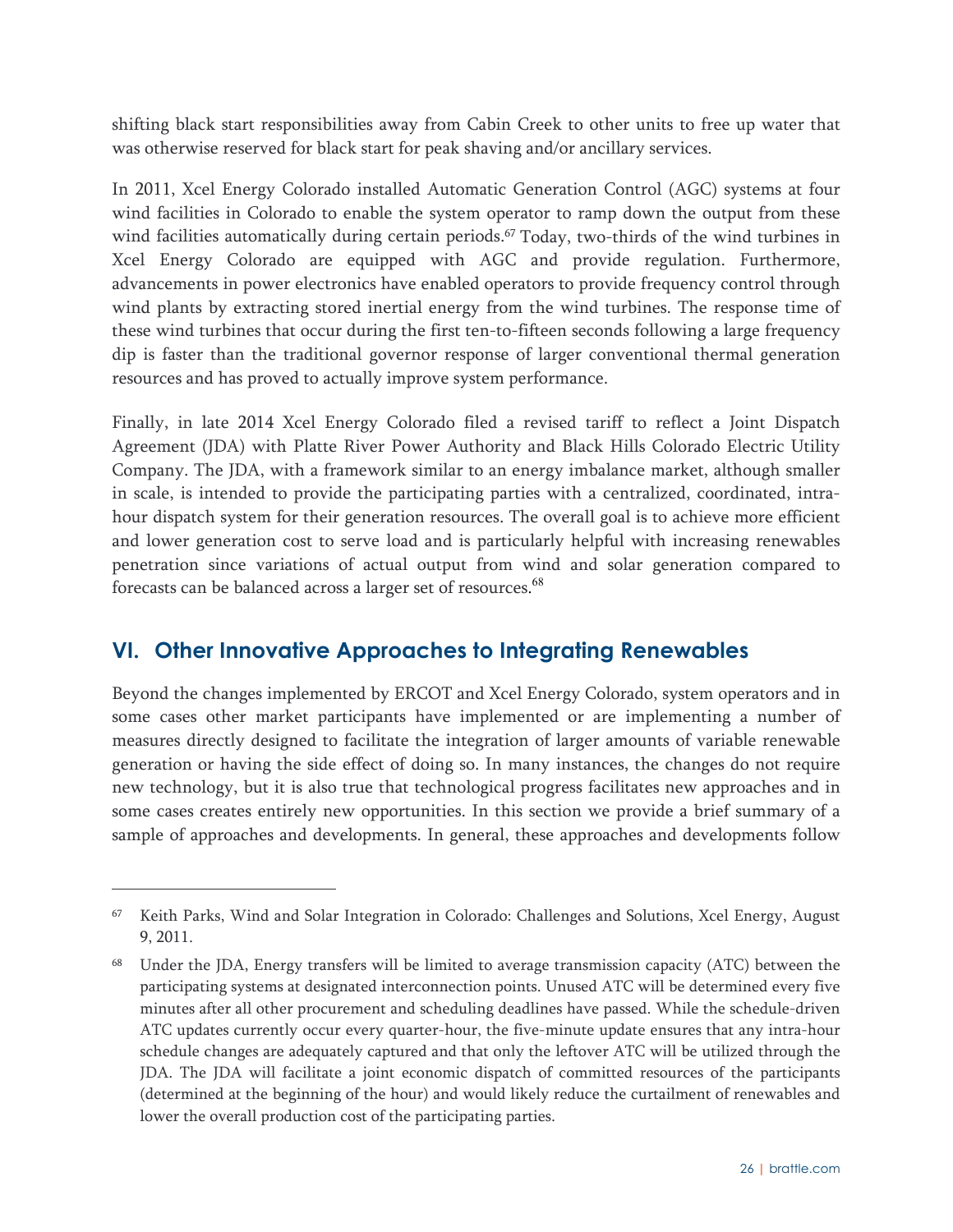shifting black start responsibilities away from Cabin Creek to other units to free up water that was otherwise reserved for black start for peak shaving and/or ancillary services.

In 2011, Xcel Energy Colorado installed Automatic Generation Control (AGC) systems at four wind facilities in Colorado to enable the system operator to ramp down the output from these wind facilities automatically during certain periods.[67] Today, two-thirds of the wind turbines in Xcel Energy Colorado are equipped with AGC and provide regulation. Furthermore, advancements in power electronics have enabled operators to provide frequency control through wind plants by extracting stored inertial energy from the wind turbines. The response time of these wind turbines that occur during the first ten-to-fifteen seconds following a large frequency dip is faster than the traditional governor response of larger conventional thermal generation resources and has proved to actually improve system performance.

Finally, in late 2014 Xcel Energy Colorado filed a revised tariff to reflect a Joint Dispatch Agreement (JDA) with Platte River Power Authority and Black Hills Colorado Electric Utility Company. The JDA, with a framework similar to an energy imbalance market, although smaller in scale, is intended to provide the participating parties with a centralized, coordinated, intra-hour dispatch system for their generation resources. The overall goal is to achieve more efficient and lower generation cost to serve load and is particularly helpful with increasing renewables penetration since variations of actual output from wind and solar generation compared to forecasts can be balanced across a larger set of resources.[68]

## VI. Other Innovative Approaches to Integrating Renewables

Beyond the changes implemented by ERCOT and Xcel Energy Colorado, system operators and in some cases other market participants have implemented or are implementing a number of measures directly designed to facilitate the integration of larger amounts of variable renewable generation or having the side effect of doing so. In many instances, the changes do not require new technology, but it is also true that technological progress facilitates new approaches and in some cases creates entirely new opportunities. In this section we provide a brief summary of a sample of approaches and developments. In general, these approaches and developments follow

---

[67] Keith Parks, Wind and Solar Integration in Colorado: Challenges and Solutions, Xcel Energy, August 9, 2011.

[68] Under the JDA, Energy transfers will be limited to average transmission capacity (ATC) between the participating systems at designated interconnection points. Unused ATC will be determined every five minutes after all other procurement and scheduling deadlines have passed. While the schedule-driven ATC updates currently occur every quarter-hour, the five-minute update ensures that any intra-hour schedule changes are adequately captured and that only the leftover ATC will be utilized through the JDA. The JDA will facilitate a joint economic dispatch of committed resources of the participants (determined at the beginning of the hour) and would likely reduce the curtailment of renewables and lower the overall production cost of the participating parties.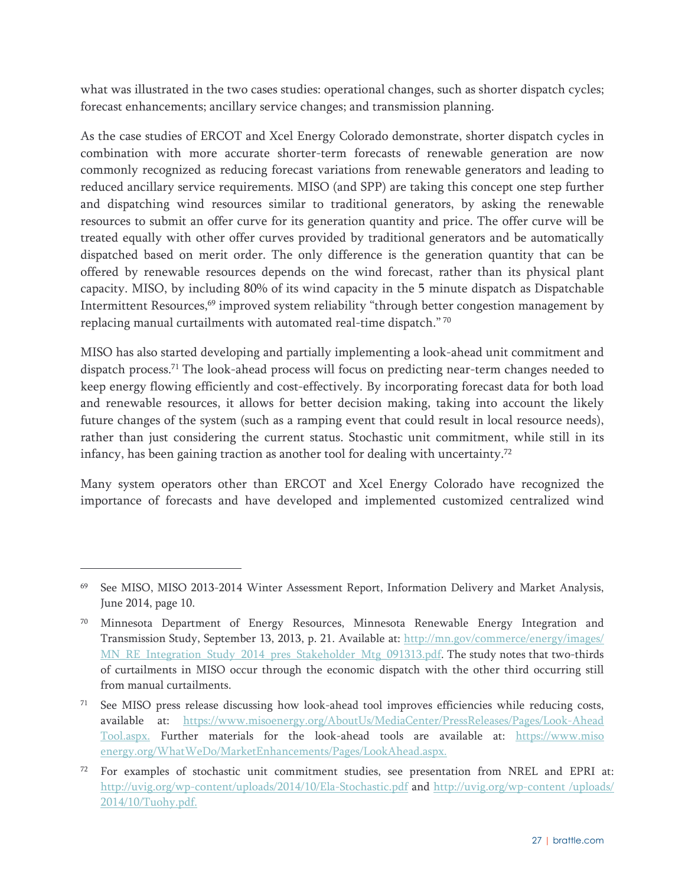what was illustrated in the two cases studies: operational changes, such as shorter dispatch cycles; forecast enhancements; ancillary service changes; and transmission planning.

As the case studies of ERCOT and Xcel Energy Colorado demonstrate, shorter dispatch cycles in combination with more accurate shorter-term forecasts of renewable generation are now commonly recognized as reducing forecast variations from renewable generators and leading to reduced ancillary service requirements. MISO (and SPP) are taking this concept one step further and dispatching wind resources similar to traditional generators, by asking the renewable resources to submit an offer curve for its generation quantity and price. The offer curve will be treated equally with other offer curves provided by traditional generators and be automatically dispatched based on merit order. The only difference is the generation quantity that can be offered by renewable resources depends on the wind forecast, rather than its physical plant capacity. MISO, by including 80% of its wind capacity in the 5 minute dispatch as Dispatchable Intermittent Resources,[69] improved system reliability "through better congestion management by replacing manual curtailments with automated real-time dispatch."[70]

MISO has also started developing and partially implementing a look-ahead unit commitment and dispatch process.[71] The look-ahead process will focus on predicting near-term changes needed to keep energy flowing efficiently and cost-effectively. By incorporating forecast data for both load and renewable resources, it allows for better decision making, taking into account the likely future changes of the system (such as a ramping event that could result in local resource needs), rather than just considering the current status. Stochastic unit commitment, while still in its infancy, has been gaining traction as another tool for dealing with uncertainty.[72]

Many system operators other than ERCOT and Xcel Energy Colorado have recognized the importance of forecasts and have developed and implemented customized centralized wind

---

[69] See MISO, MISO 2013-2014 Winter Assessment Report, Information Delivery and Market Analysis, June 2014, page 10.

[70] Minnesota Department of Energy Resources, Minnesota Renewable Energy Integration and Transmission Study, September 13, 2013, p. 21. Available at: http://mn.gov/commerce/energy/images/MN_RE_Integration_Study_2014_pres_Stakeholder_Mtg_091313.pdf. The study notes that two-thirds of curtailments in MISO occur through the economic dispatch with the other third occurring still from manual curtailments.

[71] See MISO press release discussing how look-ahead tool improves efficiencies while reducing costs, available at: https://www.misoenergy.org/AboutUs/MediaCenter/PressReleases/Pages/Look-AheadTool.aspx. Further materials for the look-ahead tools are available at: https://www.misoenergy.org/WhatWeDo/MarketEnhancements/Pages/LookAhead.aspx.

[72] For examples of stochastic unit commitment studies, see presentation from NREL and EPRI at: http://uvig.org/wp-content/uploads/2014/10/Ela-Stochastic.pdf and http://uvig.org/wp-content/uploads/2014/10/Tuohy.pdf.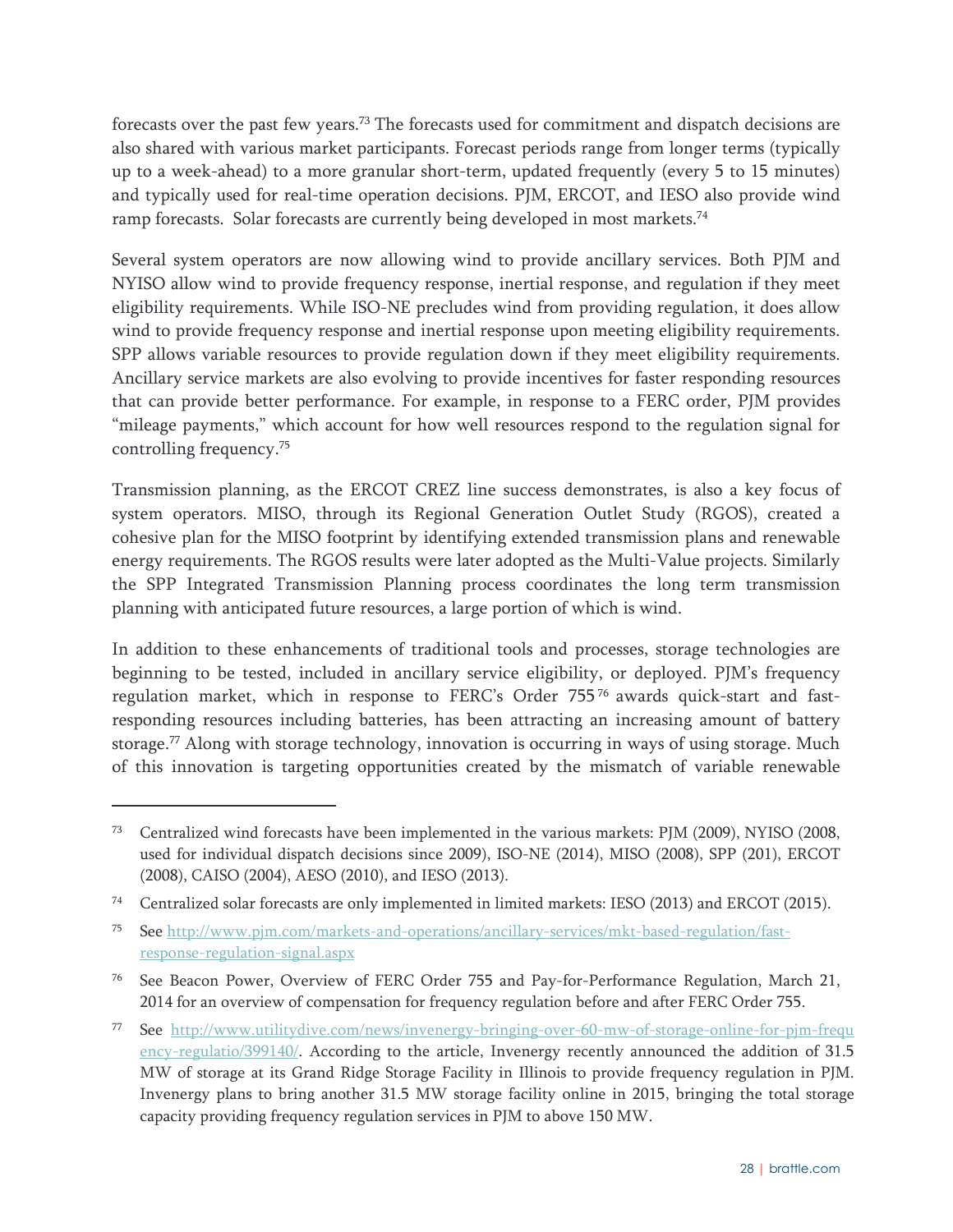forecasts over the past few years.[73] The forecasts used for commitment and dispatch decisions are also shared with various market participants. Forecast periods range from longer terms (typically up to a week-ahead) to a more granular short-term, updated frequently (every 5 to 15 minutes) and typically used for real-time operation decisions. PJM, ERCOT, and IESO also provide wind ramp forecasts. Solar forecasts are currently being developed in most markets.[74]

Several system operators are now allowing wind to provide ancillary services. Both PJM and NYISO allow wind to provide frequency response, inertial response, and regulation if they meet eligibility requirements. While ISO-NE precludes wind from providing regulation, it does allow wind to provide frequency response and inertial response upon meeting eligibility requirements. SPP allows variable resources to provide regulation down if they meet eligibility requirements. Ancillary service markets are also evolving to provide incentives for faster responding resources that can provide better performance. For example, in response to a FERC order, PJM provides "mileage payments," which account for how well resources respond to the regulation signal for controlling frequency.[75]

Transmission planning, as the ERCOT CREZ line success demonstrates, is also a key focus of system operators. MISO, through its Regional Generation Outlet Study (RGOS), created a cohesive plan for the MISO footprint by identifying extended transmission plans and renewable energy requirements. The RGOS results were later adopted as the Multi-Value projects. Similarly the SPP Integrated Transmission Planning process coordinates the long term transmission planning with anticipated future resources, a large portion of which is wind.

In addition to these enhancements of traditional tools and processes, storage technologies are beginning to be tested, included in ancillary service eligibility, or deployed. PJM's frequency regulation market, which in response to FERC's Order 755[76] awards quick-start and fast-responding resources including batteries, has been attracting an increasing amount of battery storage.[77] Along with storage technology, innovation is occurring in ways of using storage. Much of this innovation is targeting opportunities created by the mismatch of variable renewable

---

[73] Centralized wind forecasts have been implemented in the various markets: PJM (2009), NYISO (2008, used for individual dispatch decisions since 2009), ISO-NE (2014), MISO (2008), SPP (201), ERCOT (2008), CAISO (2004), AESO (2010), and IESO (2013).

[74] Centralized solar forecasts are only implemented in limited markets: IESO (2013) and ERCOT (2015).

[75] See http://www.pjm.com/markets-and-operations/ancillary-services/mkt-based-regulation/fast-response-regulation-signal.aspx

[76] See Beacon Power, Overview of FERC Order 755 and Pay-for-Performance Regulation, March 21, 2014 for an overview of compensation for frequency regulation before and after FERC Order 755.

[77] See http://www.utilitydive.com/news/invenergy-bringing-over-60-mw-of-storage-online-for-pjm-frequency-regulatio/399140/. According to the article, Invenergy recently announced the addition of 31.5 MW of storage at its Grand Ridge Storage Facility in Illinois to provide frequency regulation in PJM. Invenergy plans to bring another 31.5 MW storage facility online in 2015, bringing the total storage capacity providing frequency regulation services in PJM to above 150 MW.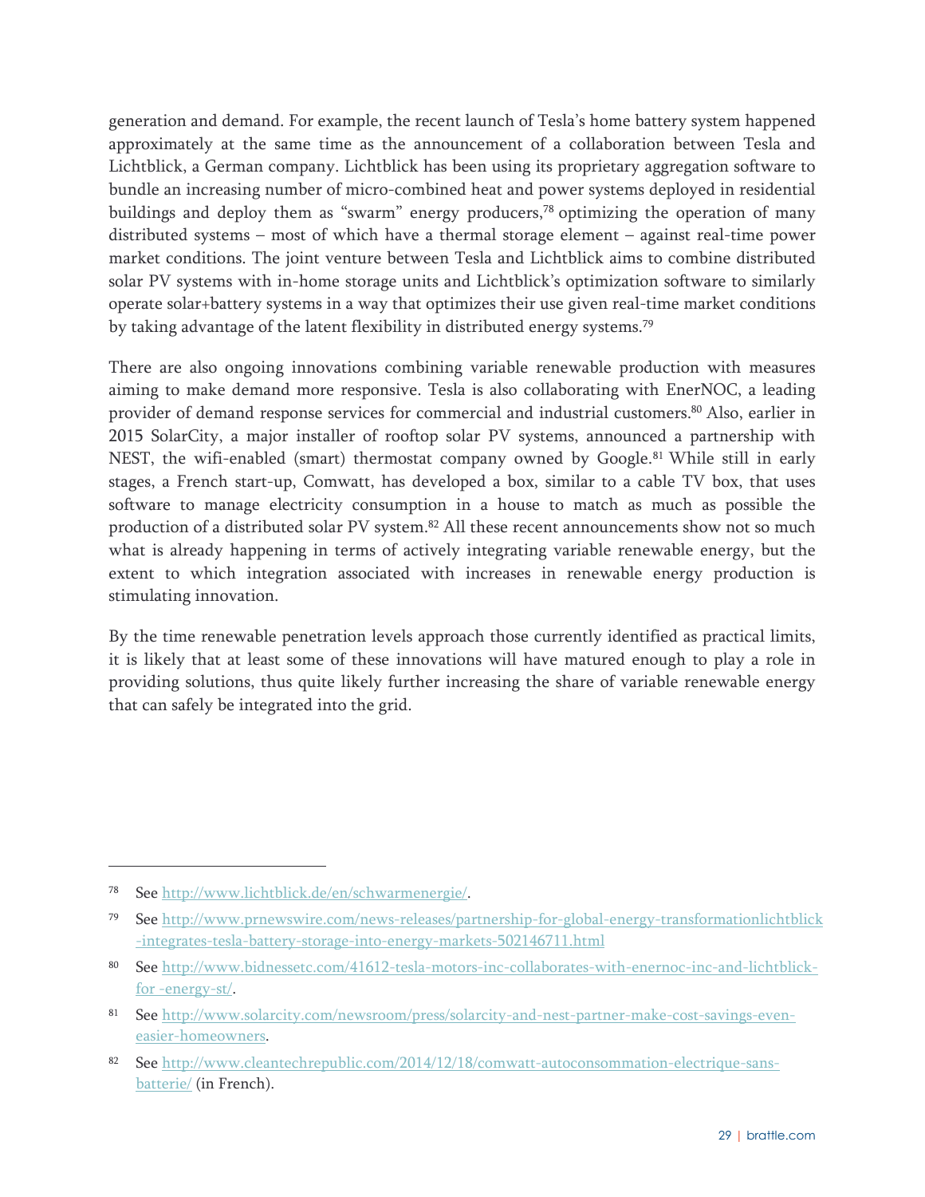generation and demand. For example, the recent launch of Tesla's home battery system happened approximately at the same time as the announcement of a collaboration between Tesla and Lichtblick, a German company. Lichtblick has been using its proprietary aggregation software to bundle an increasing number of micro-combined heat and power systems deployed in residential buildings and deploy them as "swarm" energy producers,[78] optimizing the operation of many distributed systems – most of which have a thermal storage element – against real-time power market conditions. The joint venture between Tesla and Lichtblick aims to combine distributed solar PV systems with in-home storage units and Lichtblick's optimization software to similarly operate solar+battery systems in a way that optimizes their use given real-time market conditions by taking advantage of the latent flexibility in distributed energy systems.[79]

There are also ongoing innovations combining variable renewable production with measures aiming to make demand more responsive. Tesla is also collaborating with EnerNOC, a leading provider of demand response services for commercial and industrial customers.[80] Also, earlier in 2015 SolarCity, a major installer of rooftop solar PV systems, announced a partnership with NEST, the wifi-enabled (smart) thermostat company owned by Google.[81] While still in early stages, a French start-up, Comwatt, has developed a box, similar to a cable TV box, that uses software to manage electricity consumption in a house to match as much as possible the production of a distributed solar PV system.[82] All these recent announcements show not so much what is already happening in terms of actively integrating variable renewable energy, but the extent to which integration associated with increases in renewable energy production is stimulating innovation.

By the time renewable penetration levels approach those currently identified as practical limits, it is likely that at least some of these innovations will have matured enough to play a role in providing solutions, thus quite likely further increasing the share of variable renewable energy that can safely be integrated into the grid.

---

[78] See http://www.lichtblick.de/en/schwarmenergie/.

[79] See http://www.prnewswire.com/news-releases/partnership-for-global-energy-transformationlichtblick-integrates-tesla-battery-storage-into-energy-markets-502146711.html

[80] See http://www.bidnessetc.com/41612-tesla-motors-inc-collaborates-with-enernoc-inc-and-lichtblick-for -energy-st/.

[81] See http://www.solarcity.com/newsroom/press/solarcity-and-nest-partner-make-cost-savings-even-easier-homeowners.

[82] See http://www.cleantechrepublic.com/2014/12/18/comwatt-autoconsommation-electrique-sans-batterie/ (in French).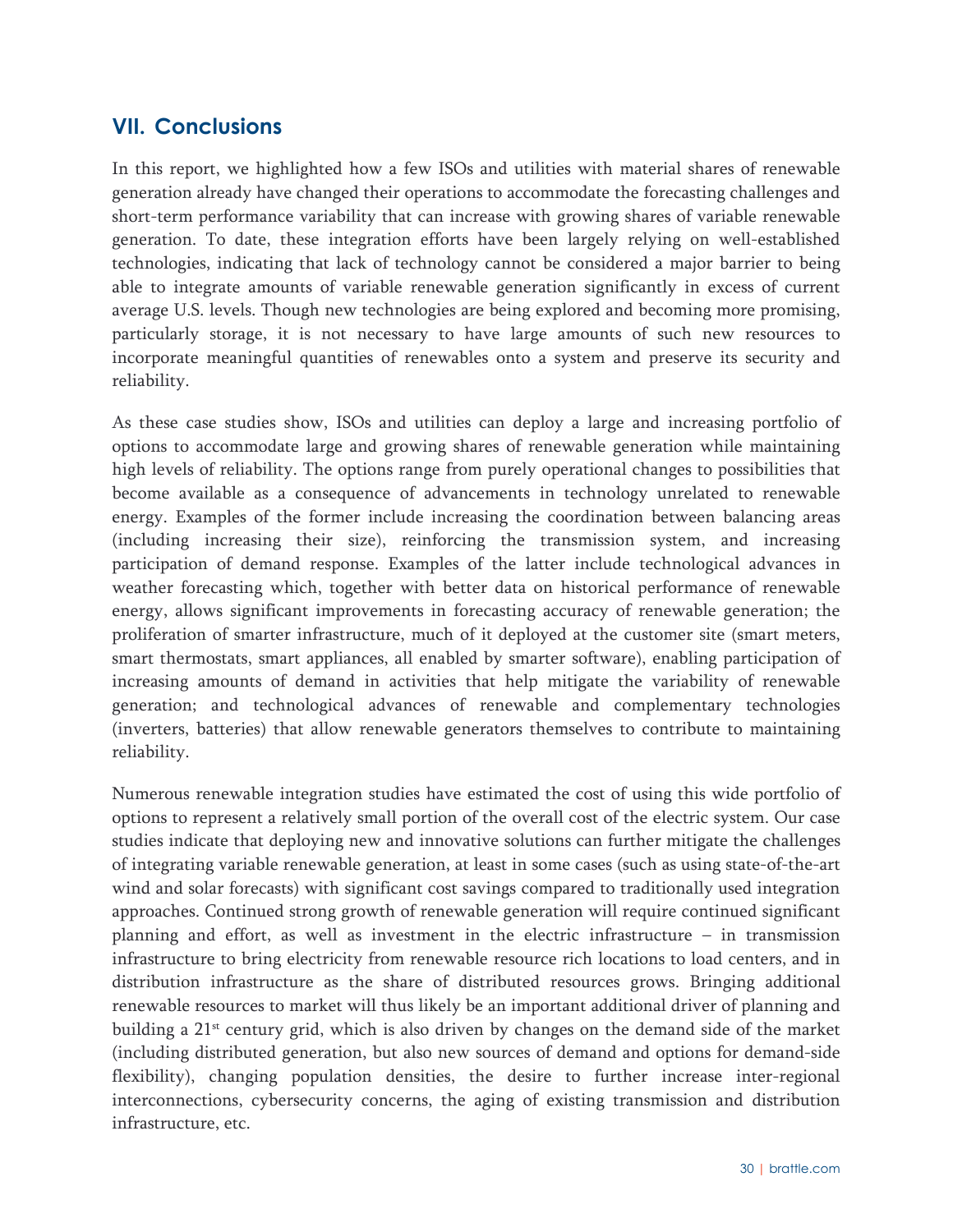## VII. Conclusions

In this report, we highlighted how a few ISOs and utilities with material shares of renewable generation already have changed their operations to accommodate the forecasting challenges and short-term performance variability that can increase with growing shares of variable renewable generation. To date, these integration efforts have been largely relying on well-established technologies, indicating that lack of technology cannot be considered a major barrier to being able to integrate amounts of variable renewable generation significantly in excess of current average U.S. levels. Though new technologies are being explored and becoming more promising, particularly storage, it is not necessary to have large amounts of such new resources to incorporate meaningful quantities of renewables onto a system and preserve its security and reliability.

As these case studies show, ISOs and utilities can deploy a large and increasing portfolio of options to accommodate large and growing shares of renewable generation while maintaining high levels of reliability. The options range from purely operational changes to possibilities that become available as a consequence of advancements in technology unrelated to renewable energy. Examples of the former include increasing the coordination between balancing areas (including increasing their size), reinforcing the transmission system, and increasing participation of demand response. Examples of the latter include technological advances in weather forecasting which, together with better data on historical performance of renewable energy, allows significant improvements in forecasting accuracy of renewable generation; the proliferation of smarter infrastructure, much of it deployed at the customer site (smart meters, smart thermostats, smart appliances, all enabled by smarter software), enabling participation of increasing amounts of demand in activities that help mitigate the variability of renewable generation; and technological advances of renewable and complementary technologies (inverters, batteries) that allow renewable generators themselves to contribute to maintaining reliability.

Numerous renewable integration studies have estimated the cost of using this wide portfolio of options to represent a relatively small portion of the overall cost of the electric system. Our case studies indicate that deploying new and innovative solutions can further mitigate the challenges of integrating variable renewable generation, at least in some cases (such as using state-of-the-art wind and solar forecasts) with significant cost savings compared to traditionally used integration approaches. Continued strong growth of renewable generation will require continued significant planning and effort, as well as investment in the electric infrastructure – in transmission infrastructure to bring electricity from renewable resource rich locations to load centers, and in distribution infrastructure as the share of distributed resources grows. Bringing additional renewable resources to market will thus likely be an important additional driver of planning and building a 21st century grid, which is also driven by changes on the demand side of the market (including distributed generation, but also new sources of demand and options for demand-side flexibility), changing population densities, the desire to further increase inter-regional interconnections, cybersecurity concerns, the aging of existing transmission and distribution infrastructure, etc.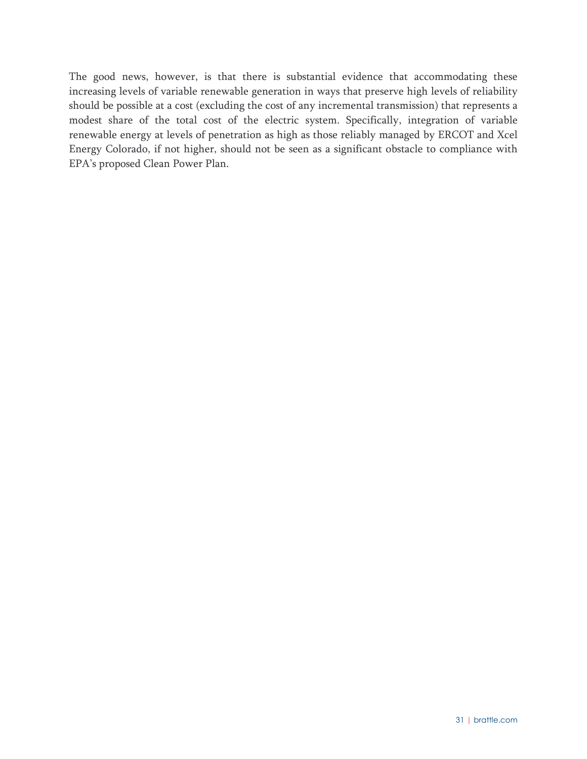The good news, however, is that there is substantial evidence that accommodating these increasing levels of variable renewable generation in ways that preserve high levels of reliability should be possible at a cost (excluding the cost of any incremental transmission) that represents a modest share of the total cost of the electric system. Specifically, integration of variable renewable energy at levels of penetration as high as those reliably managed by ERCOT and Xcel Energy Colorado, if not higher, should not be seen as a significant obstacle to compliance with EPA's proposed Clean Power Plan.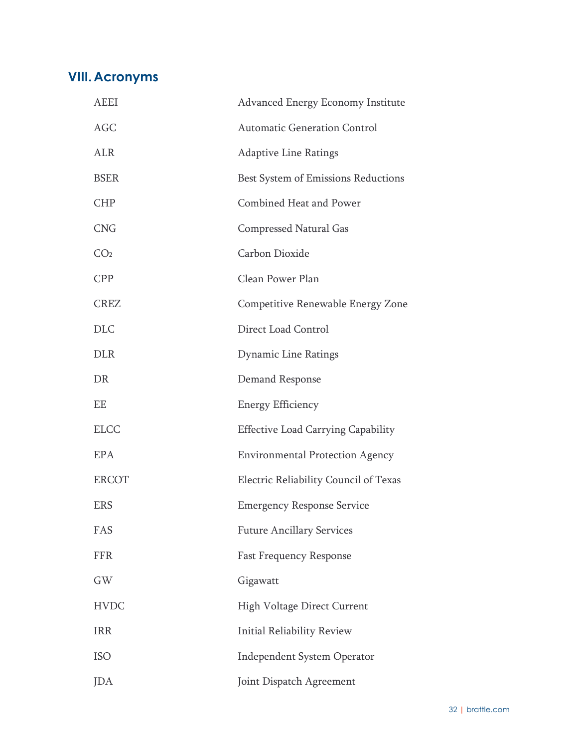## VIII. Acronyms

| | |
|---|---|
| AEEI | Advanced Energy Economy Institute |
| AGC | Automatic Generation Control |
| ALR | Adaptive Line Ratings |
| BSER | Best System of Emissions Reductions |
| CHP | Combined Heat and Power |
| CNG | Compressed Natural Gas |
| $CO_2$ | Carbon Dioxide |
| CPP | Clean Power Plan |
| CREZ | Competitive Renewable Energy Zone |
| DLC | Direct Load Control |
| DLR | Dynamic Line Ratings |
| DR | Demand Response |
| EE | Energy Efficiency |
| ELCC | Effective Load Carrying Capability |
| EPA | Environmental Protection Agency |
| ERCOT | Electric Reliability Council of Texas |
| ERS | Emergency Response Service |
| FAS | Future Ancillary Services |
| FFR | Fast Frequency Response |
| GW | Gigawatt |
| HVDC | High Voltage Direct Current |
| IRR | Initial Reliability Review |
| ISO | Independent System Operator |
| JDA | Joint Dispatch Agreement |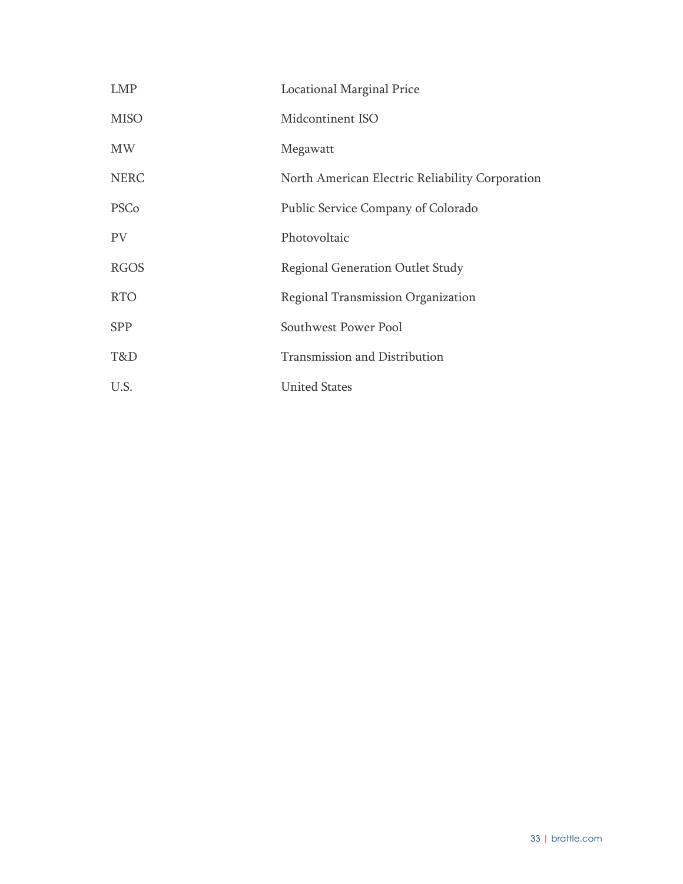| | |
|---|---|
| LMP | Locational Marginal Price |
| MISO | Midcontinent ISO |
| MW | Megawatt |
| NERC | North American Electric Reliability Corporation |
| PSCo | Public Service Company of Colorado |
| PV | Photovoltaic |
| RGOS | Regional Generation Outlet Study |
| RTO | Regional Transmission Organization |
| SPP | Southwest Power Pool |
| T&D | Transmission and Distribution |
| U.S. | United States |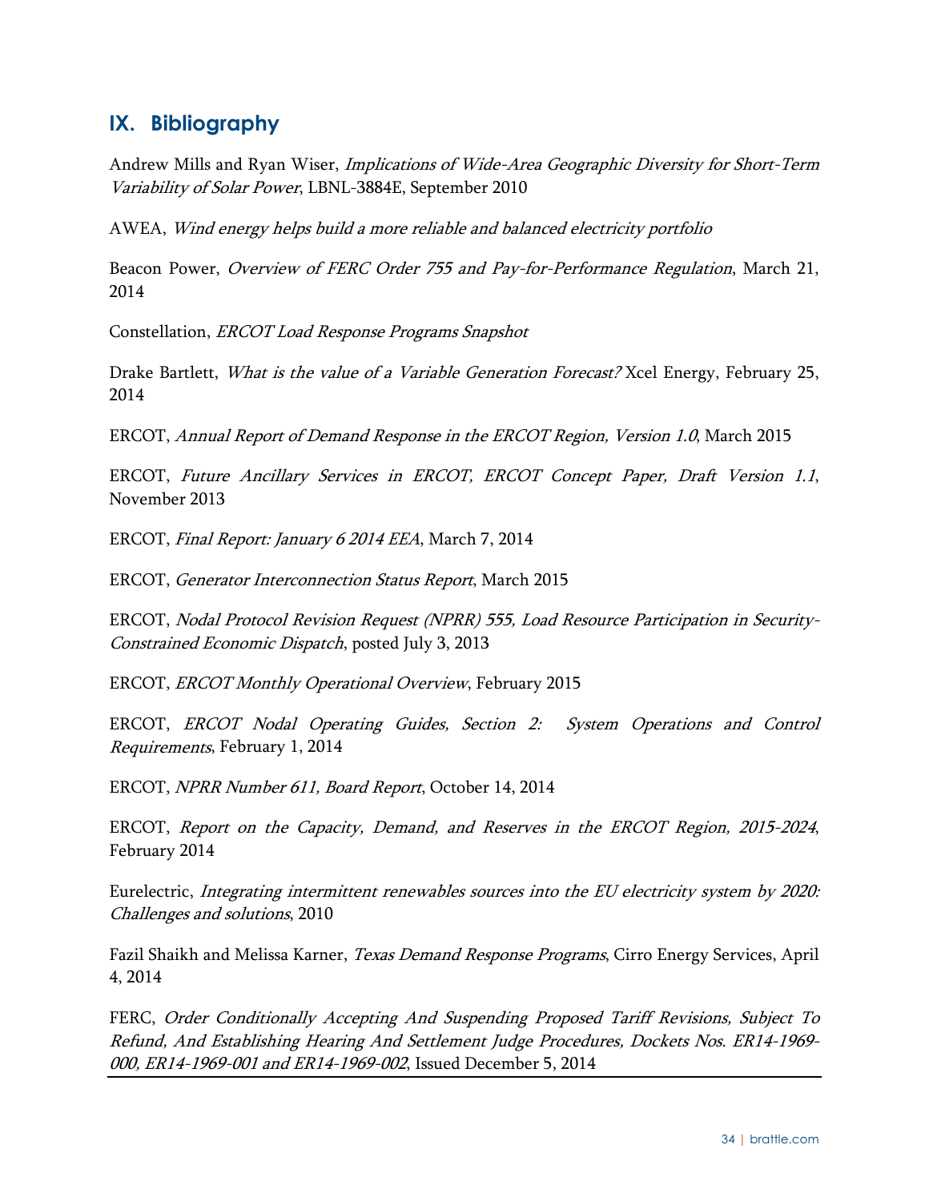## IX. Bibliography

Andrew Mills and Ryan Wiser, *Implications of Wide-Area Geographic Diversity for Short-Term Variability of Solar Power*, LBNL-3884E, September 2010

AWEA, *Wind energy helps build a more reliable and balanced electricity portfolio*

Beacon Power, *Overview of FERC Order 755 and Pay-for-Performance Regulation*, March 21, 2014

Constellation, *ERCOT Load Response Programs Snapshot*

Drake Bartlett, *What is the value of a Variable Generation Forecast?* Xcel Energy, February 25, 2014

ERCOT, *Annual Report of Demand Response in the ERCOT Region, Version 1.0*, March 2015

ERCOT, *Future Ancillary Services in ERCOT, ERCOT Concept Paper, Draft Version 1.1*, November 2013

ERCOT, *Final Report: January 6 2014 EEA*, March 7, 2014

ERCOT, *Generator Interconnection Status Report*, March 2015

ERCOT, *Nodal Protocol Revision Request (NPRR) 555, Load Resource Participation in Security-Constrained Economic Dispatch*, posted July 3, 2013

ERCOT, *ERCOT Monthly Operational Overview*, February 2015

ERCOT, *ERCOT Nodal Operating Guides, Section 2: System Operations and Control Requirements*, February 1, 2014

ERCOT, *NPRR Number 611, Board Report*, October 14, 2014

ERCOT, *Report on the Capacity, Demand, and Reserves in the ERCOT Region, 2015-2024*, February 2014

Eurelectric, *Integrating intermittent renewables sources into the EU electricity system by 2020: Challenges and solutions*, 2010

Fazil Shaikh and Melissa Karner, *Texas Demand Response Programs*, Cirro Energy Services, April 4, 2014

FERC, *Order Conditionally Accepting And Suspending Proposed Tariff Revisions, Subject To Refund, And Establishing Hearing And Settlement Judge Procedures, Dockets Nos. ER14-1969-000, ER14-1969-001 and ER14-1969-002*, Issued December 5, 2014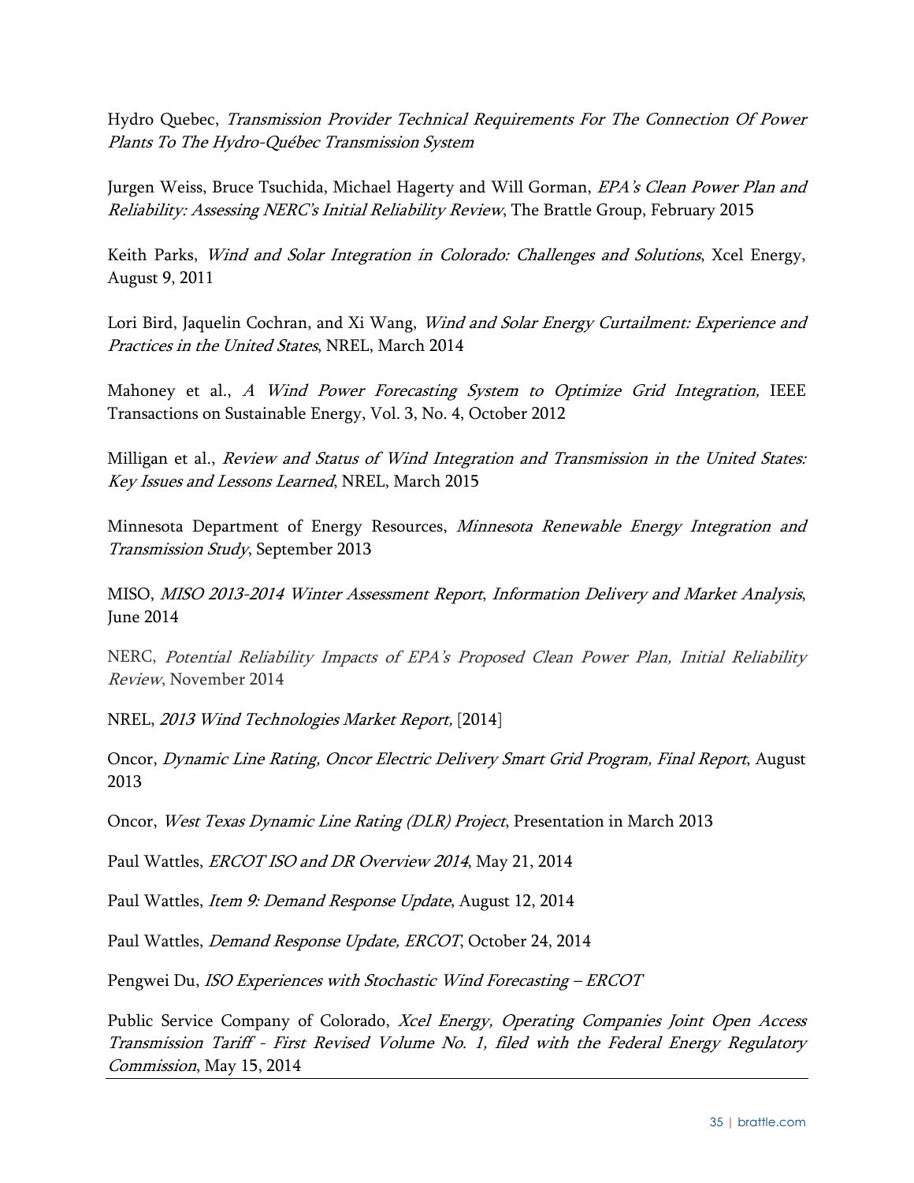Hydro Quebec, *Transmission Provider Technical Requirements For The Connection Of Power Plants To The Hydro-Québec Transmission System*

Jurgen Weiss, Bruce Tsuchida, Michael Hagerty and Will Gorman, *EPA's Clean Power Plan and Reliability: Assessing NERC's Initial Reliability Review*, The Brattle Group, February 2015

Keith Parks, *Wind and Solar Integration in Colorado: Challenges and Solutions*, Xcel Energy, August 9, 2011

Lori Bird, Jaquelin Cochran, and Xi Wang, *Wind and Solar Energy Curtailment: Experience and Practices in the United States*, NREL, March 2014

Mahoney et al., *A Wind Power Forecasting System to Optimize Grid Integration,* IEEE Transactions on Sustainable Energy, Vol. 3, No. 4, October 2012

Milligan et al., *Review and Status of Wind Integration and Transmission in the United States: Key Issues and Lessons Learned*, NREL, March 2015

Minnesota Department of Energy Resources, *Minnesota Renewable Energy Integration and Transmission Study*, September 2013

MISO, *MISO 2013-2014 Winter Assessment Report*, *Information Delivery and Market Analysis*, June 2014

NERC, *Potential Reliability Impacts of EPA's Proposed Clean Power Plan, Initial Reliability Review*, November 2014

NREL, *2013 Wind Technologies Market Report,* [2014]

Oncor, *Dynamic Line Rating, Oncor Electric Delivery Smart Grid Program, Final Report*, August 2013

Oncor, *West Texas Dynamic Line Rating (DLR) Project*, Presentation in March 2013

Paul Wattles, *ERCOT ISO and DR Overview 2014*, May 21, 2014

Paul Wattles, *Item 9: Demand Response Update*, August 12, 2014

Paul Wattles, *Demand Response Update, ERCOT*, October 24, 2014

Pengwei Du, *ISO Experiences with Stochastic Wind Forecasting – ERCOT*

Public Service Company of Colorado, *Xcel Energy, Operating Companies Joint Open Access Transmission Tariff - First Revised Volume No. 1, filed with the Federal Energy Regulatory Commission*, May 15, 2014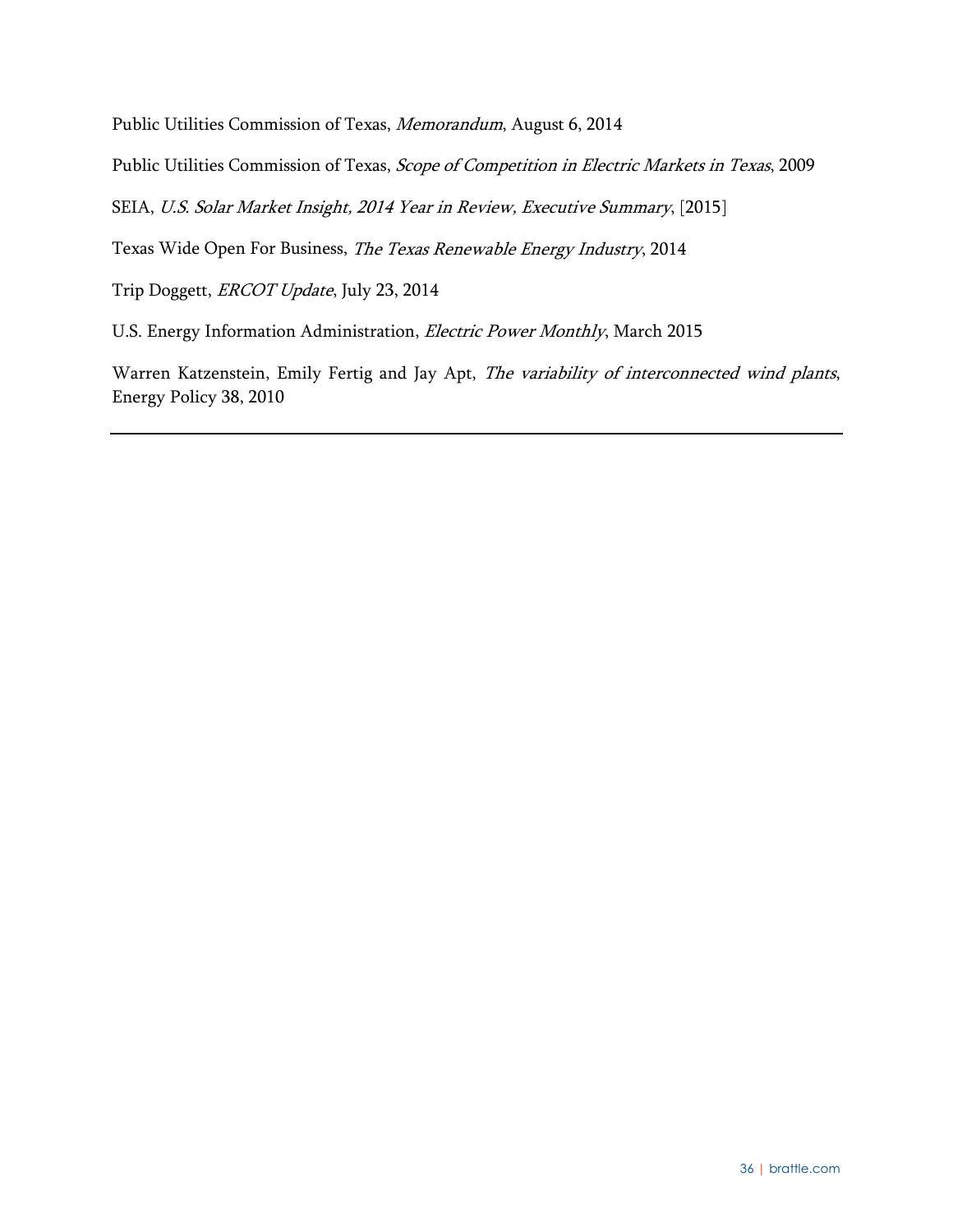Public Utilities Commission of Texas, *Memorandum*, August 6, 2014

Public Utilities Commission of Texas, *Scope of Competition in Electric Markets in Texas*, 2009

SEIA, *U.S. Solar Market Insight, 2014 Year in Review, Executive Summary*, [2015]

Texas Wide Open For Business, *The Texas Renewable Energy Industry*, 2014

Trip Doggett, *ERCOT Update*, July 23, 2014

U.S. Energy Information Administration, *Electric Power Monthly*, March 2015

Warren Katzenstein, Emily Fertig and Jay Apt, *The variability of interconnected wind plants*, Energy Policy 38, 2010

---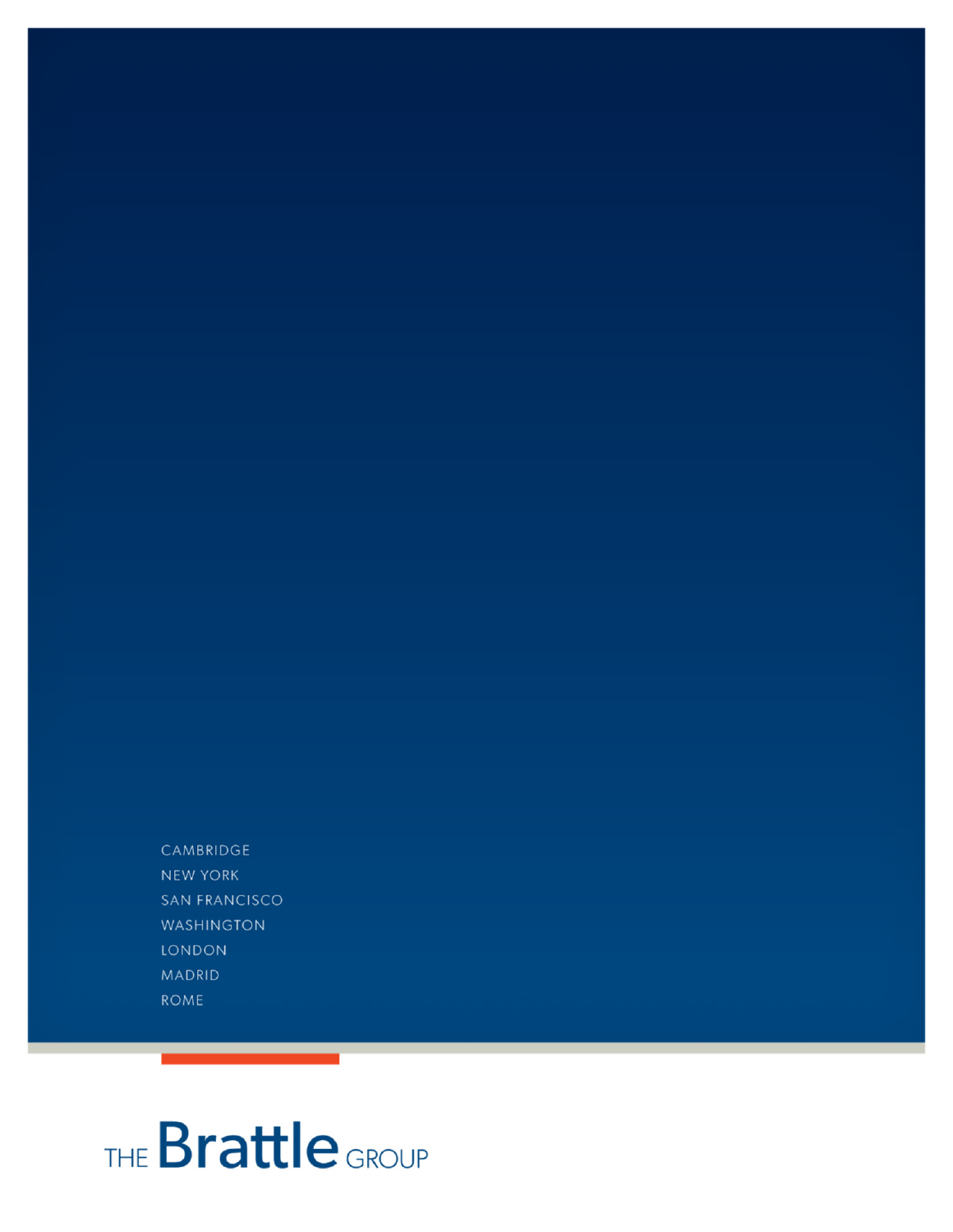CAMBRIDGE
NEW YORK
SAN FRANCISCO
WASHINGTON
LONDON
MADRID
ROME

THE Brattle GROUP